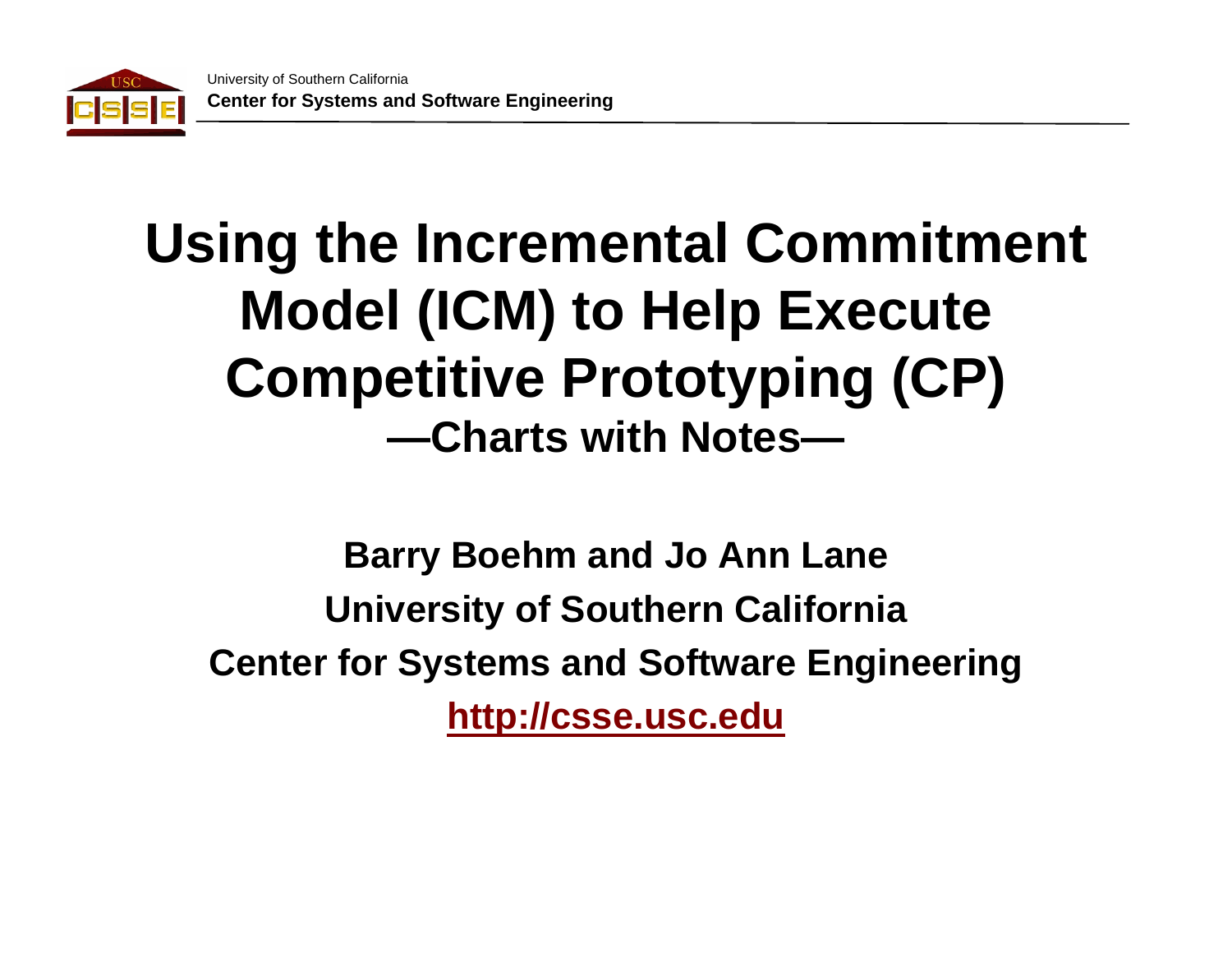# Using the Incremental Commitment Model (ICM) to Help Execute Competitive Prototyping (CP)

## —Charts with Notes—

**Barry Boehm and Jo Ann Lane**

**University of Southern California**

**Center for Systems and Software Engineering**

**http://csse.usc.edu**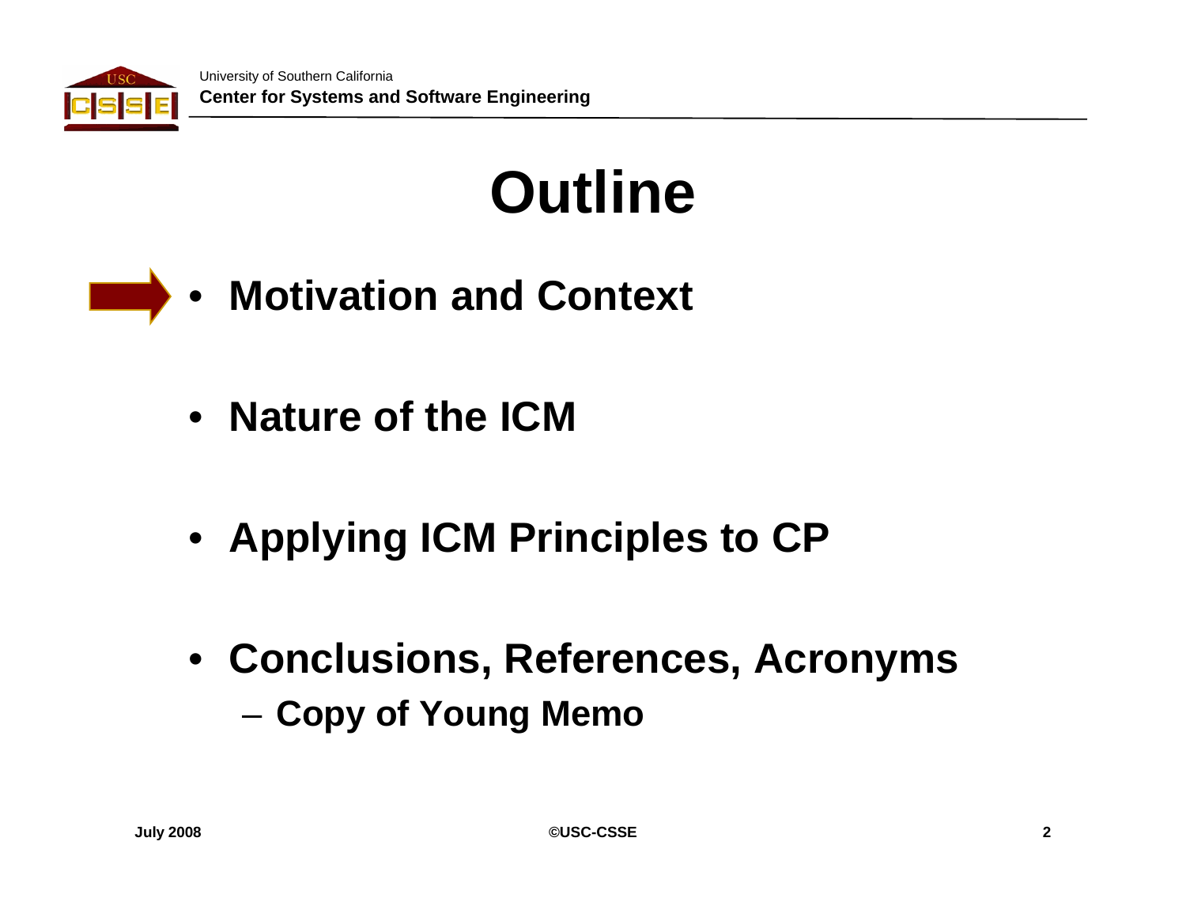# Outline

- **Motivation and Context**
- **Nature of the ICM**
- **Applying ICM Principles to CP**
- **Conclusions, References, Acronyms**
  - **Copy of Young Memo**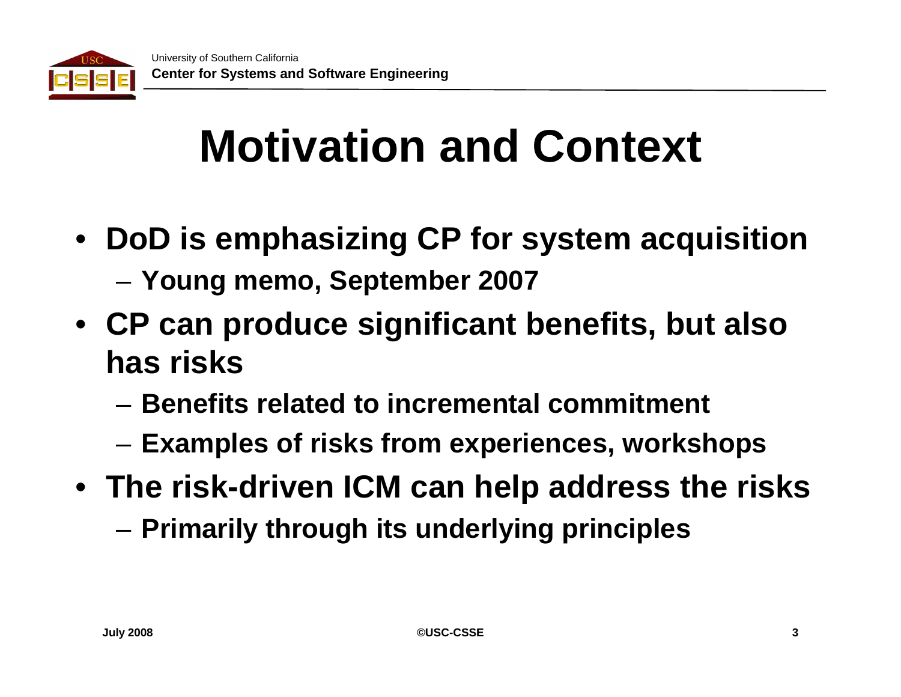# Motivation and Context

- **DoD is emphasizing CP for system acquisition**
  - **Young memo, September 2007**
- **CP can produce significant benefits, but also has risks**
  - **Benefits related to incremental commitment**
  - **Examples of risks from experiences, workshops**
- **The risk-driven ICM can help address the risks**
  - **Primarily through its underlying principles**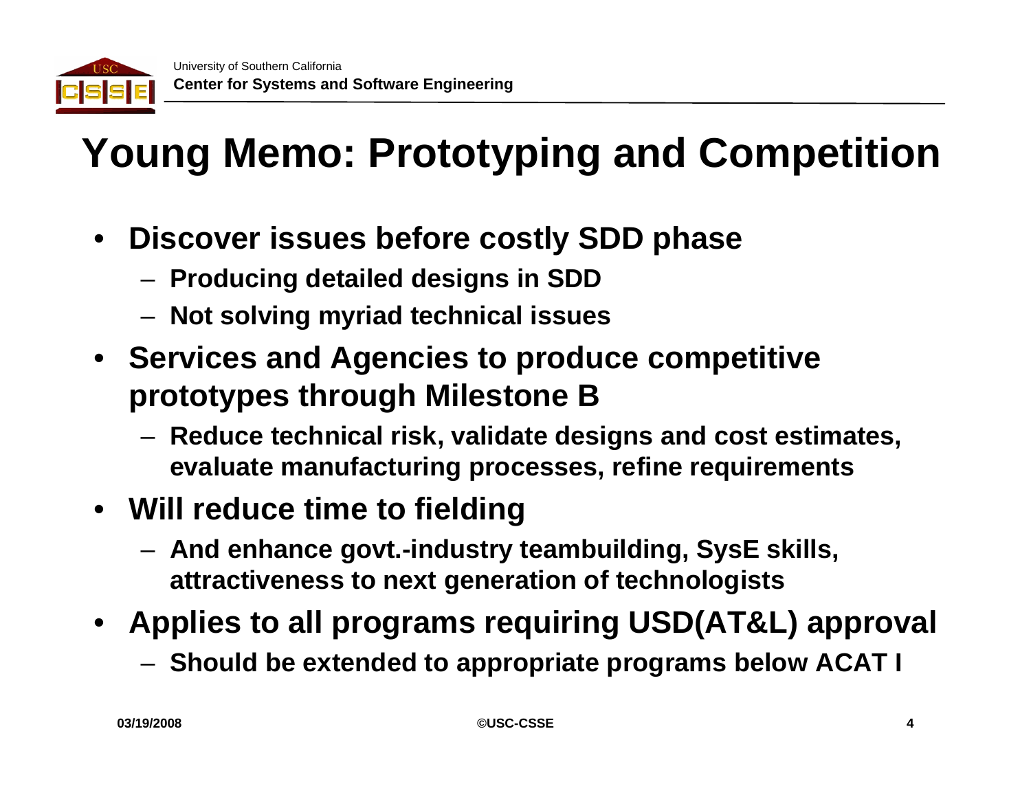# Young Memo: Prototyping and Competition

- **Discover issues before costly SDD phase**
  - **Producing detailed designs in SDD**
  - **Not solving myriad technical issues**
- **Services and Agencies to produce competitive prototypes through Milestone B**
  - **Reduce technical risk, validate designs and cost estimates, evaluate manufacturing processes, refine requirements**
- **Will reduce time to fielding**
  - **And enhance govt.-industry teambuilding, SysE skills, attractiveness to next generation of technologists**
- **Applies to all programs requiring USD(AT&L) approval**
  - **Should be extended to appropriate programs below ACAT I**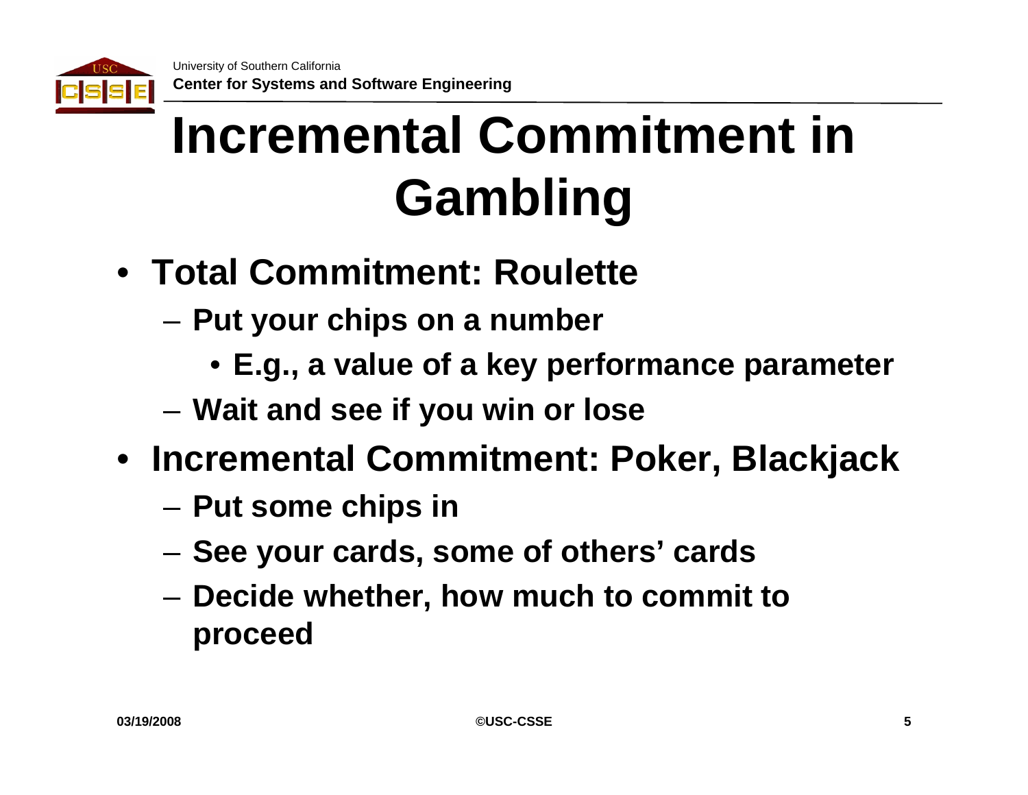# Incremental Commitment in Gambling

- **Total Commitment: Roulette**
  - **Put your chips on a number**
    - **E.g., a value of a key performance parameter**
  - **Wait and see if you win or lose**
- **Incremental Commitment: Poker, Blackjack**
  - **Put some chips in**
  - **See your cards, some of others' cards**
  - **Decide whether, how much to commit to proceed**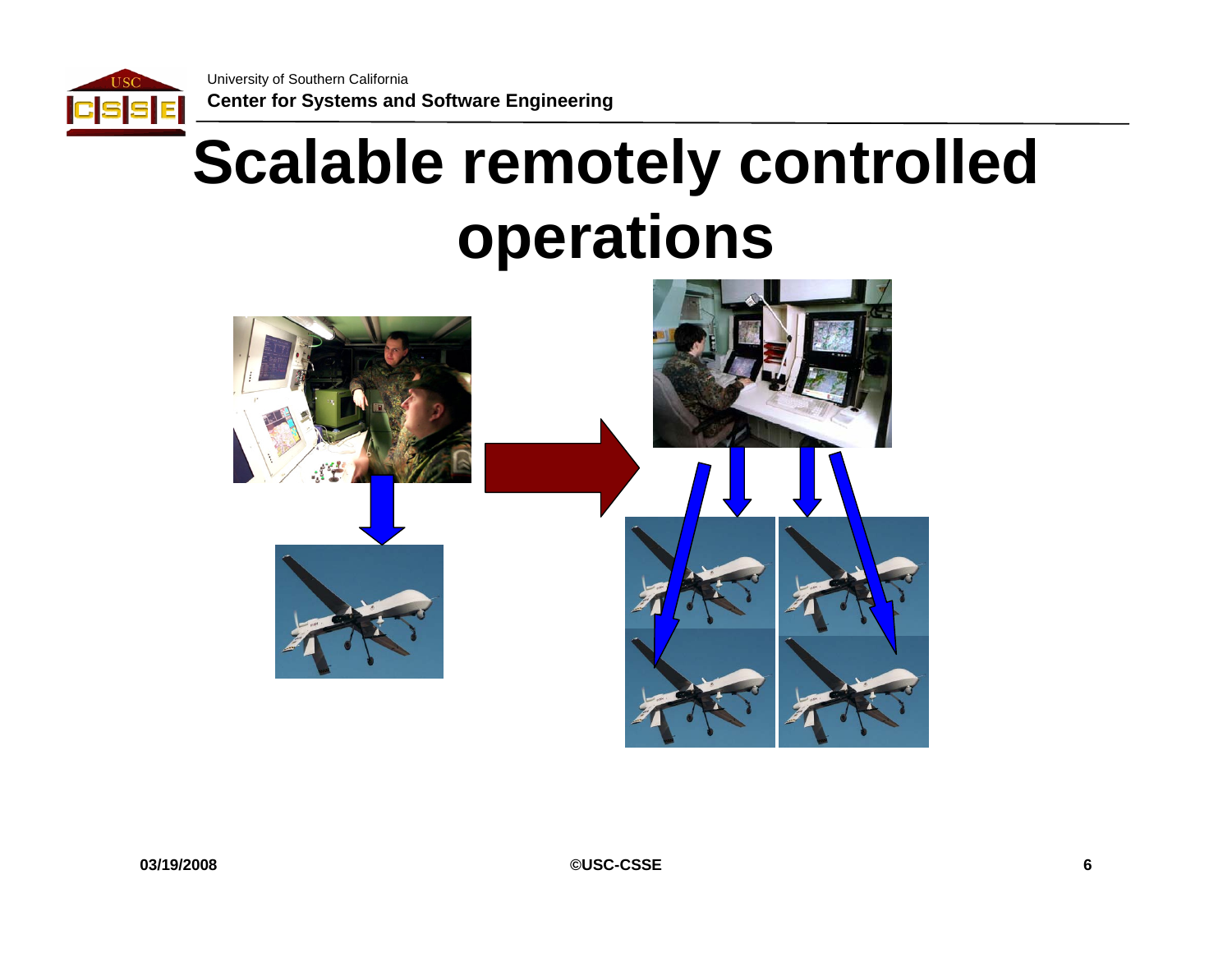# Scalable remotely controlled operations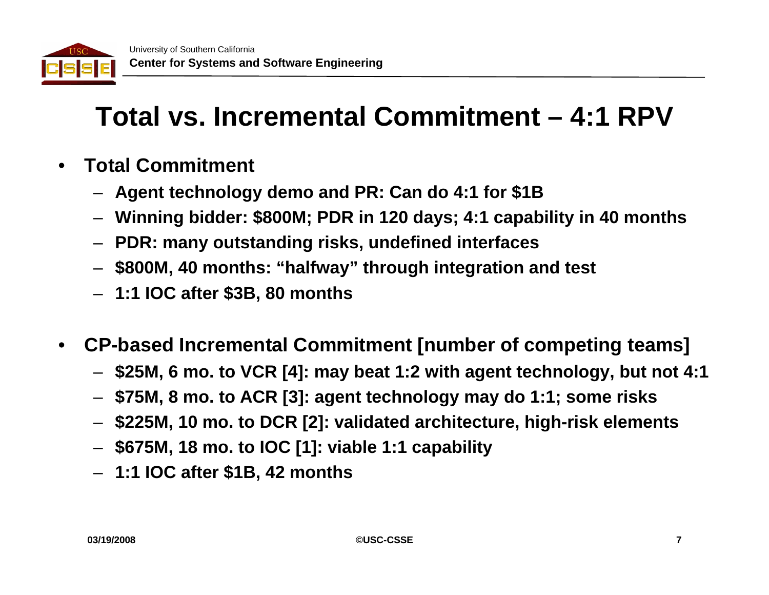# Total vs. Incremental Commitment – 4:1 RPV

- **Total Commitment**
  - **Agent technology demo and PR: Can do 4:1 for $1B**
  - **Winning bidder: $800M; PDR in 120 days; 4:1 capability in 40 months**
  - **PDR: many outstanding risks, undefined interfaces**
  - **$800M, 40 months: "halfway" through integration and test**
  - **1:1 IOC after $3B, 80 months**

- **CP-based Incremental Commitment [number of competing teams]**
  - **$25M, 6 mo. to VCR [4]: may beat 1:2 with agent technology, but not 4:1**
  - **$75M, 8 mo. to ACR [3]: agent technology may do 1:1; some risks**
  - **$225M, 10 mo. to DCR [2]: validated architecture, high-risk elements**
  - **$675M, 18 mo. to IOC [1]: viable 1:1 capability**
  - **1:1 IOC after $1B, 42 months**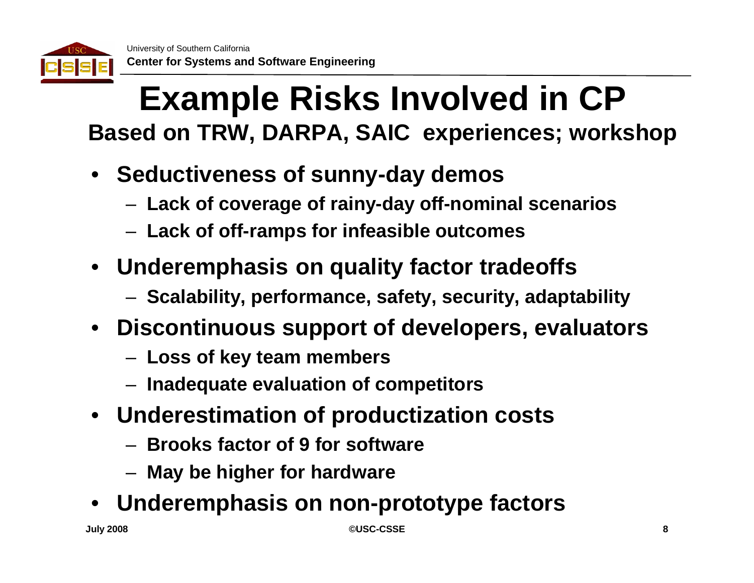# Example Risks Involved in CP

**Based on TRW, DARPA, SAIC experiences; workshop**

- **Seductiveness of sunny-day demos**
  - **Lack of coverage of rainy-day off-nominal scenarios**
  - **Lack of off-ramps for infeasible outcomes**
- **Underemphasis on quality factor tradeoffs**
  - **Scalability, performance, safety, security, adaptability**
- **Discontinuous support of developers, evaluators**
  - **Loss of key team members**
  - **Inadequate evaluation of competitors**
- **Underestimation of productization costs**
  - **Brooks factor of 9 for software**
  - **May be higher for hardware**
- **Underemphasis on non-prototype factors**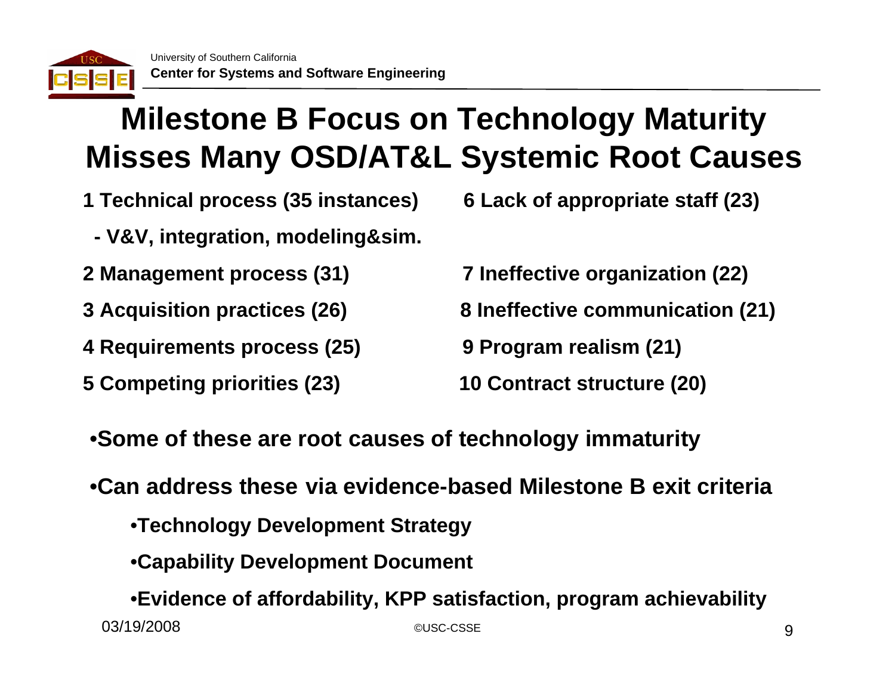# Milestone B Focus on Technology Maturity Misses Many OSD/AT&L Systemic Root Causes

**1 Technical process (35 instances)**

**- V&V, integration, modeling&sim.**

**2 Management process (31)**

**3 Acquisition practices (26)**

**4 Requirements process (25)**

**5 Competing priorities (23)**

**6 Lack of appropriate staff (23)**

**7 Ineffective organization (22)**

**8 Ineffective communication (21)**

**9 Program realism (21)**

**10 Contract structure (20)**

- **Some of these are root causes of technology immaturity**
- **Can address these via evidence-based Milestone B exit criteria**
  - **Technology Development Strategy**
  - **Capability Development Document**
  - **Evidence of affordability, KPP satisfaction, program achievability**

03/19/2008 ©USC-CSSE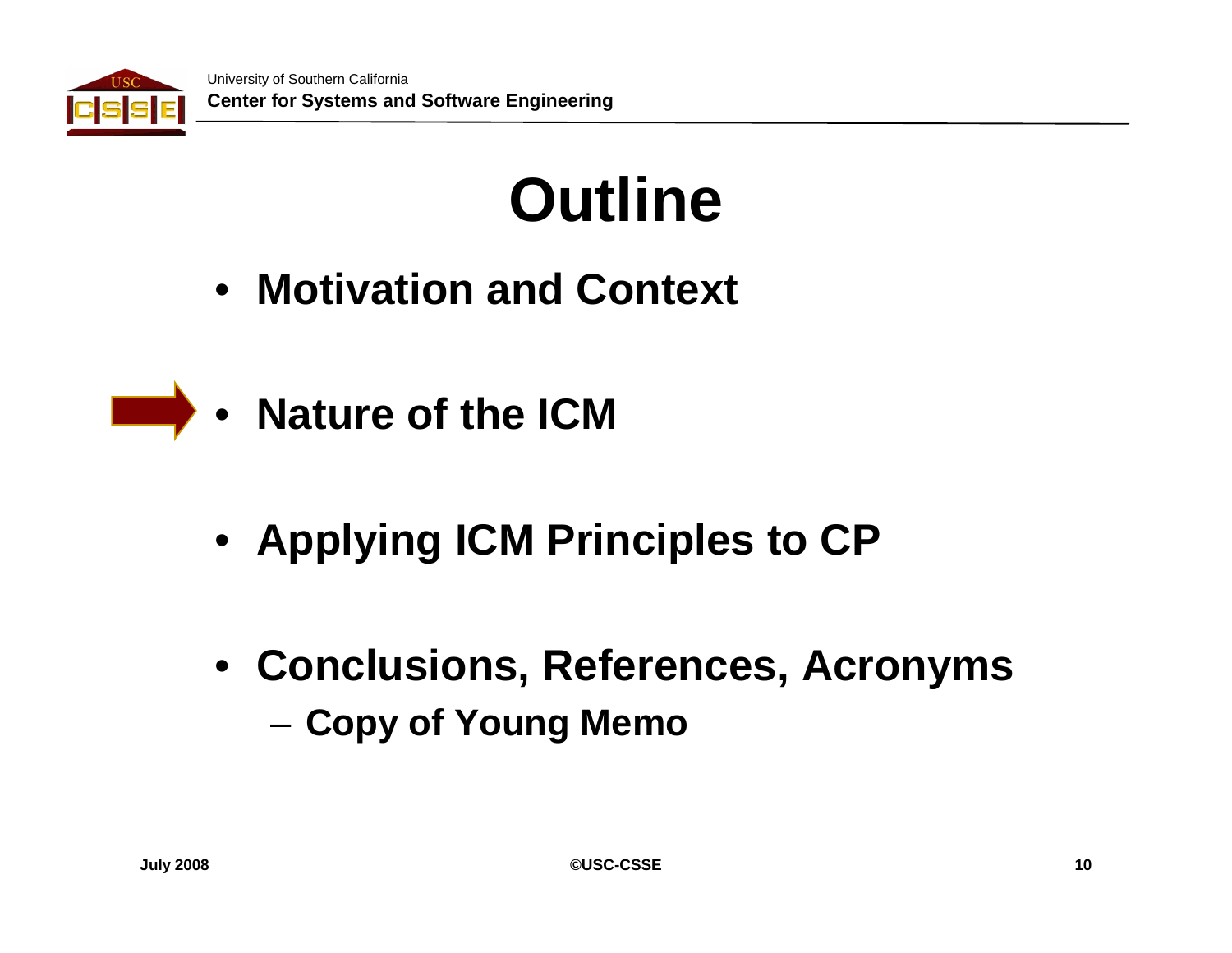# Outline

- **Motivation and Context**
- **Nature of the ICM**
- **Applying ICM Principles to CP**
- **Conclusions, References, Acronyms**
  - **Copy of Young Memo**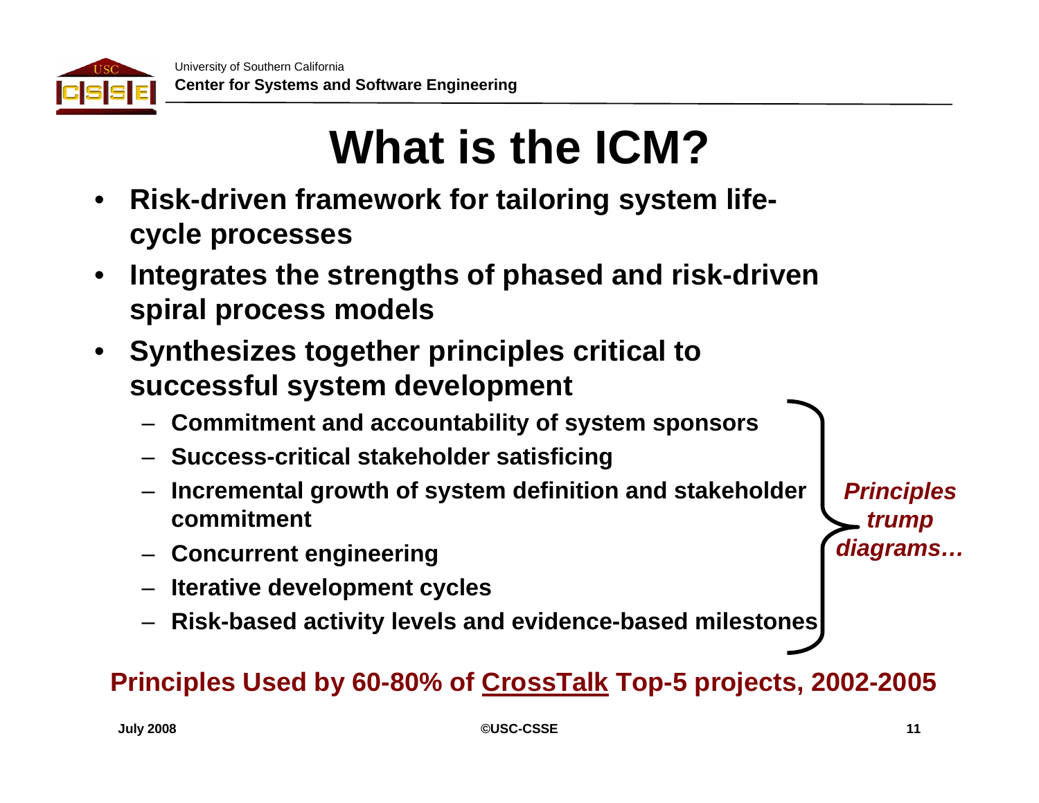# What is the ICM?

- **Risk-driven framework for tailoring system life-cycle processes**
- **Integrates the strengths of phased and risk-driven spiral process models**
- **Synthesizes together principles critical to successful system development**
  - **Commitment and accountability of system sponsors**
  - **Success-critical stakeholder satisficing**
  - **Incremental growth of system definition and stakeholder commitment**
  - **Concurrent engineering**
  - **Iterative development cycles**
  - **Risk-based activity levels and evidence-based milestones**

***Principles trump diagrams…***

**Principles Used by 60-80% of CrossTalk Top-5 projects, 2002-2005**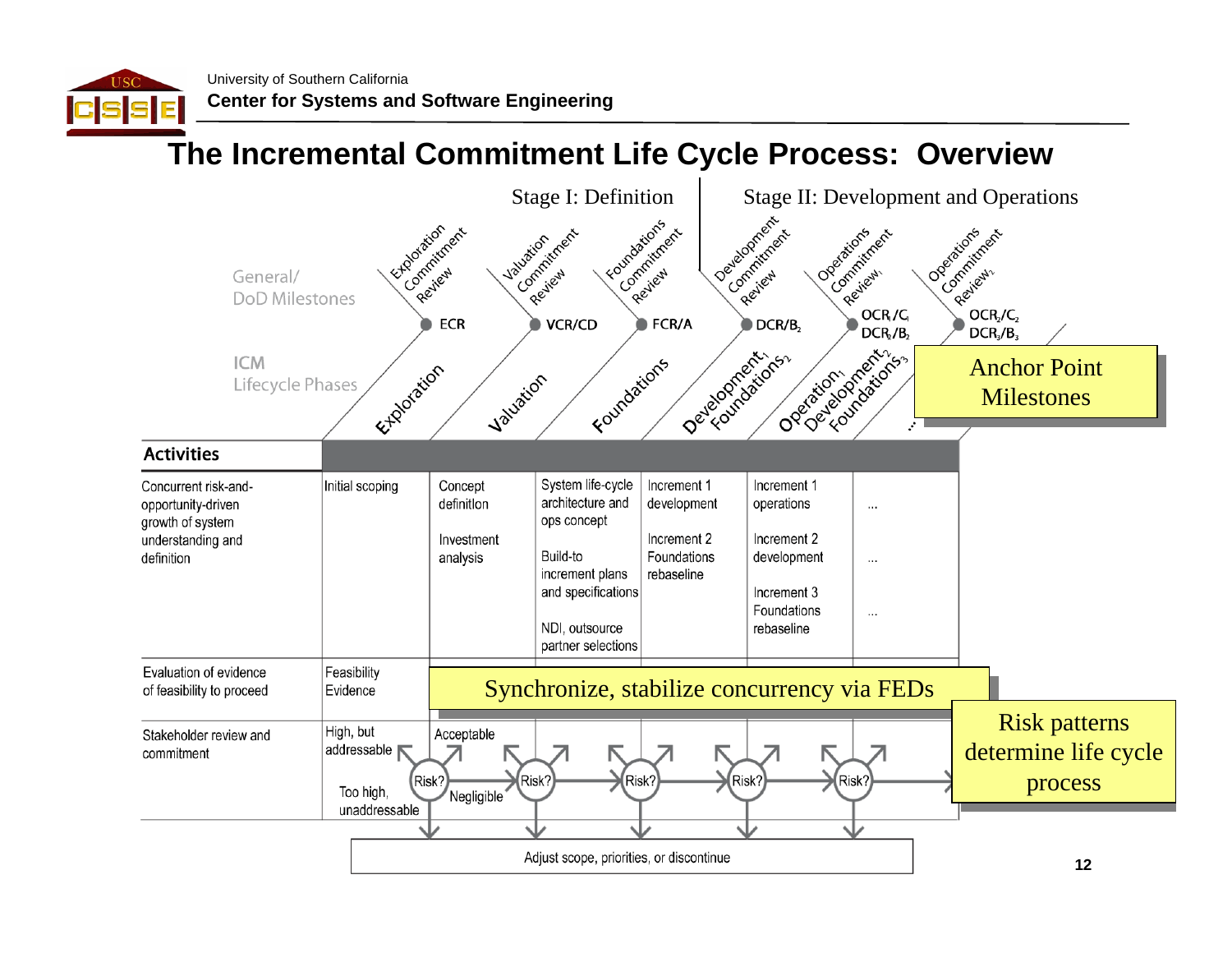# The Incremental Commitment Life Cycle Process: Overview

Stage I: Definition

Stage II: Development and Operations

General/ DoD Milestones

Exploration Commitment Review — ECR

Valuation Commitment Review — VCR/CD

Foundations Commitment Review — FCR/A

Development Commitment Review — $DCR/B_1$

Operations Commitment Review$_1$ — $OCR_1/C_1$, $DCR_2/B_2$

Operations Commitment Review$_2$ — $OCR_2/C_2$, $DCR_3/B_3$

ICM Lifecycle Phases

Exploration

Valuation

Foundations

Development$_1$ Foundations$_2$

Operation$_1$ Development$_2$ Foundations$_3$

...

Anchor Point Milestones

| Activities | | | | | | |
|---|---|---|---|---|---|---|
| Concurrent risk-and-opportunity-driven growth of system understanding and definition | Initial scoping | Concept definition<br><br>Investment analysis | System life-cycle architecture and ops concept<br><br>Build-to increment plans and specifications<br><br>NDI, outsource partner selections | Increment 1 development<br><br>Increment 2 Foundations rebaseline | Increment 1 operations<br><br>Increment 2 development<br><br>Increment 3 Foundations rebaseline | ...<br><br>...<br><br>... |
| Evaluation of evidence of feasibility to proceed | Feasibility Evidence | | | | | |
| Stakeholder review and commitment | High, but addressable<br><br>Too high, unaddressable | Acceptable<br><br>Negligible | | | | |

Synchronize, stabilize concurrency via FEDs

Risk? Risk? Risk? Risk? Risk?

Risk patterns determine life cycle process

Adjust scope, priorities, or discontinue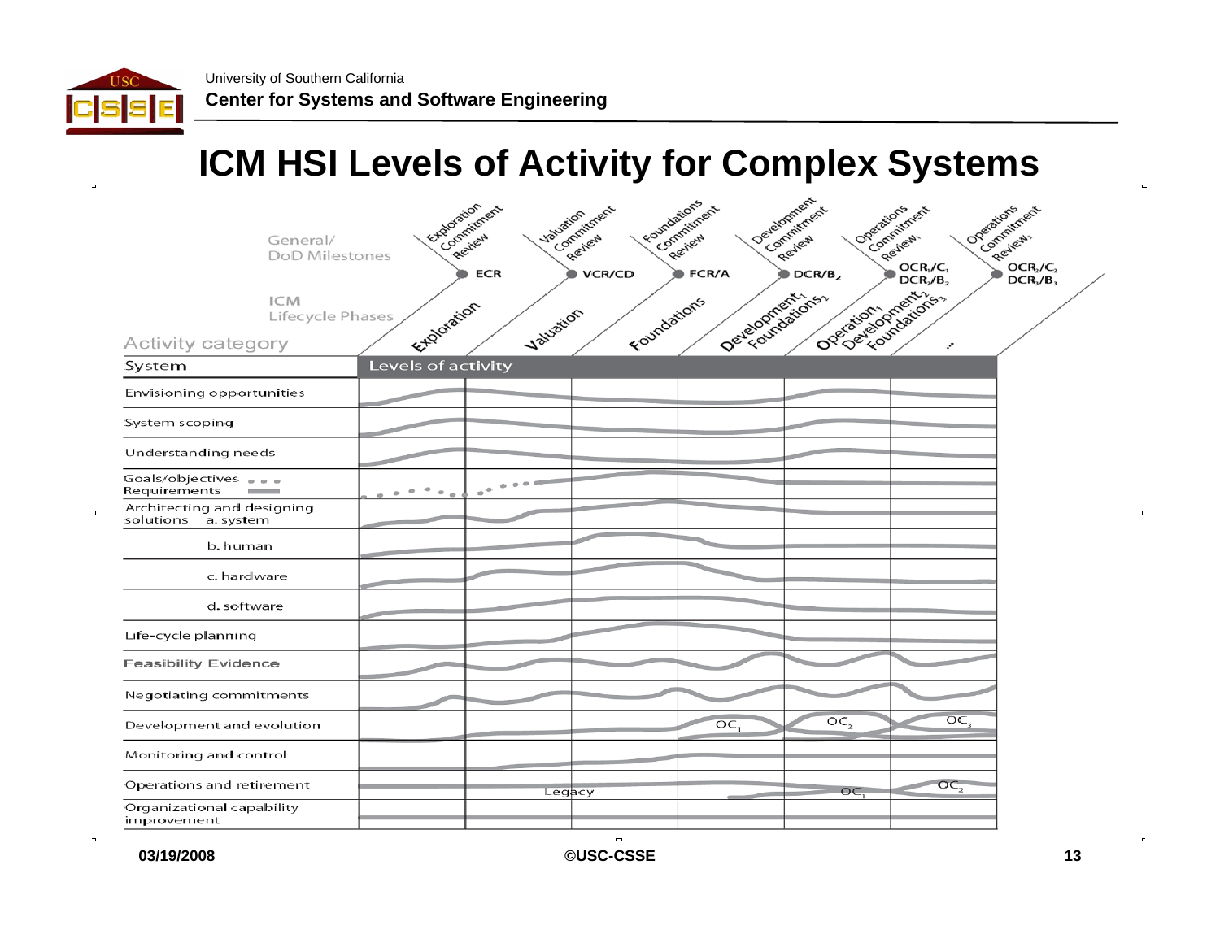# ICM HSI Levels of Activity for Complex Systems

General/ DoD Milestones: Exploration Commitment Review (ECR), Valuation Commitment Review (VCR/CD), Foundations Commitment Review (FCR/A), Development Commitment Review (DCR/$B_2$), Operations Commitment Review$_1$ (OCR$_1$/$C_1$, DCR$_2$/$B_2$), Operations Commitment Review$_2$ (OCR$_2$/$C_2$, DCR$_3$/$B_3$)

ICM Lifecycle Phases: Exploration, Valuation, Foundations, Development$_1$ Foundations$_2$, Operation$_1$ Development$_2$ Foundations$_3$, ...

| Activity category | Levels of activity |
|---|---|
| **System** | |
| Envisioning opportunities | |
| System scoping | |
| Understanding needs | |
| Goals/objectives - - - Requirements ▬ | |
| Architecting and designing solutions a. system | |
| b. human | |
| c. hardware | |
| d. software | |
| Life-cycle planning | |
| Feasibility Evidence | |
| Negotiating commitments | |
| Development and evolution | $OC_1$, $OC_2$, $OC_3$ |
| Monitoring and control | |
| Operations and retirement | Legacy, $OC_1$, $OC_2$ |
| Organizational capability improvement | |

03/19/2008 ©USC-CSSE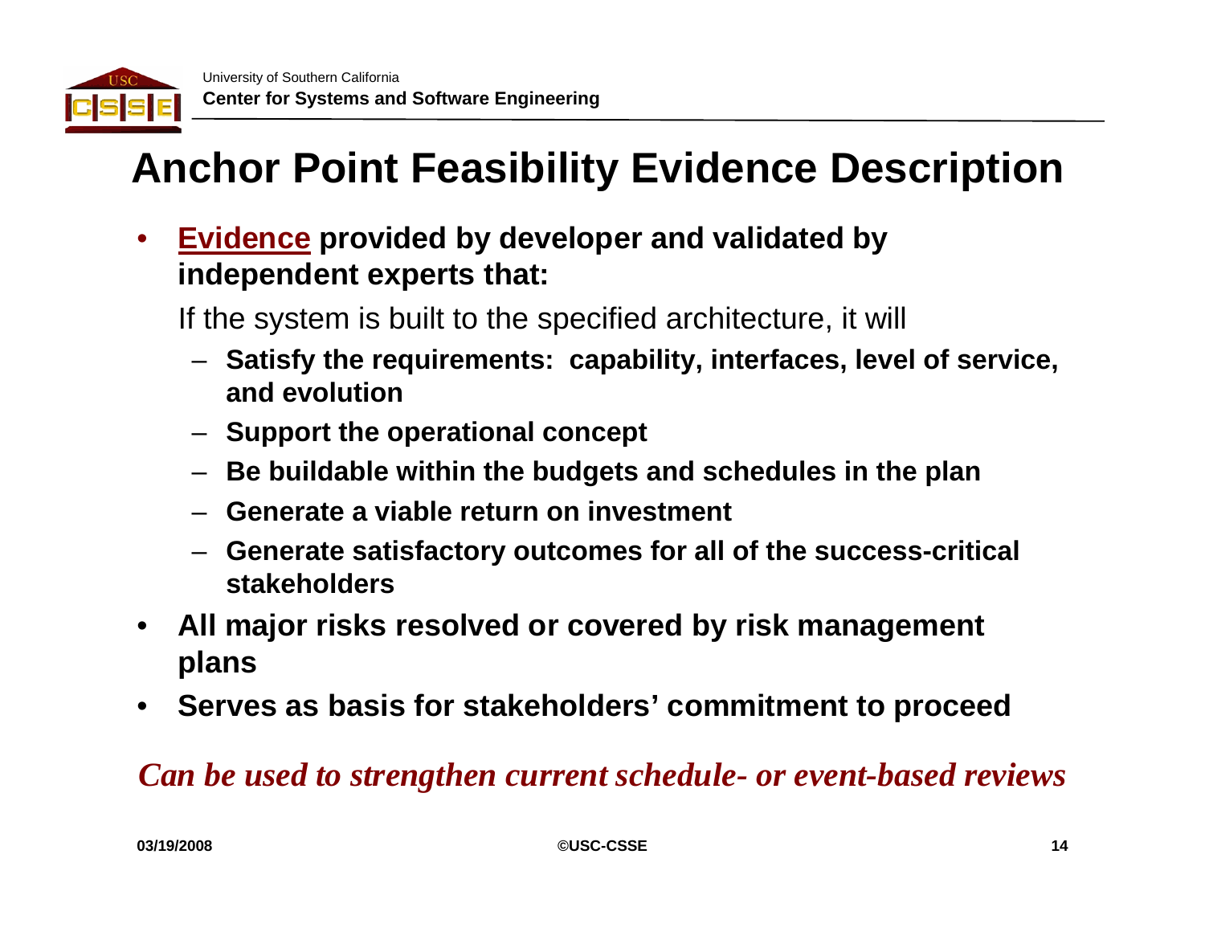# Anchor Point Feasibility Evidence Description

- **Evidence provided by developer and validated by independent experts that:**

  If the system is built to the specified architecture, it will

  - **Satisfy the requirements: capability, interfaces, level of service, and evolution**
  - **Support the operational concept**
  - **Be buildable within the budgets and schedules in the plan**
  - **Generate a viable return on investment**
  - **Generate satisfactory outcomes for all of the success-critical stakeholders**
- **All major risks resolved or covered by risk management plans**
- **Serves as basis for stakeholders' commitment to proceed**

***Can be used to strengthen current schedule- or event-based reviews***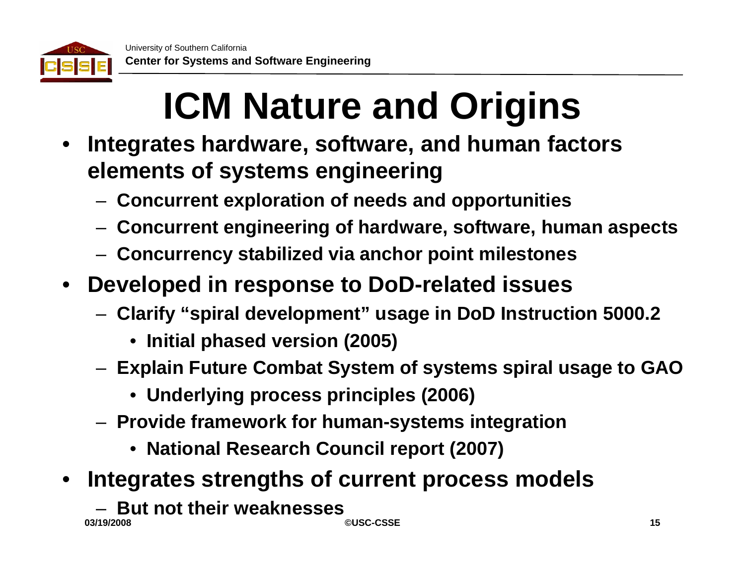# ICM Nature and Origins

- Integrates hardware, software, and human factors elements of systems engineering
  - Concurrent exploration of needs and opportunities
  - Concurrent engineering of hardware, software, human aspects
  - Concurrency stabilized via anchor point milestones
- Developed in response to DoD-related issues
  - Clarify "spiral development" usage in DoD Instruction 5000.2
    - Initial phased version (2005)
  - Explain Future Combat System of systems spiral usage to GAO
    - Underlying process principles (2006)
  - Provide framework for human-systems integration
    - National Research Council report (2007)
- Integrates strengths of current process models
  - But not their weaknesses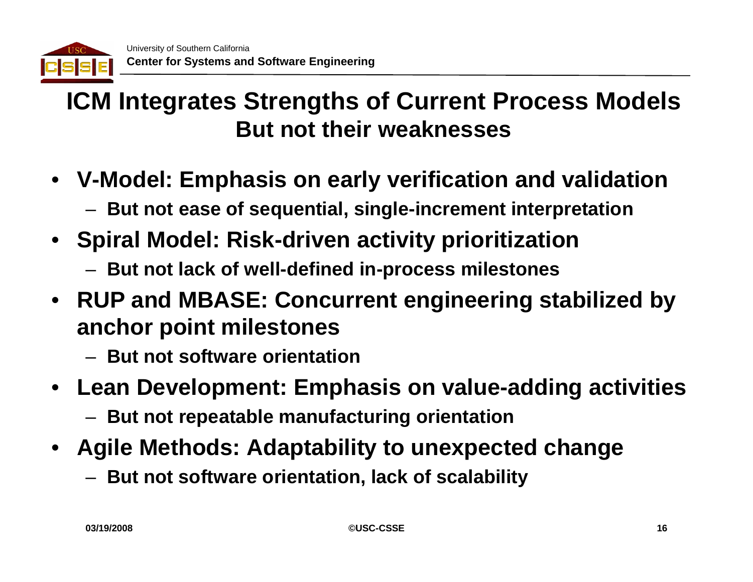# ICM Integrates Strengths of Current Process Models
## But not their weaknesses

- **V-Model: Emphasis on early verification and validation**
  - **But not ease of sequential, single-increment interpretation**
- **Spiral Model: Risk-driven activity prioritization**
  - **But not lack of well-defined in-process milestones**
- **RUP and MBASE: Concurrent engineering stabilized by anchor point milestones**
  - **But not software orientation**
- **Lean Development: Emphasis on value-adding activities**
  - **But not repeatable manufacturing orientation**
- **Agile Methods: Adaptability to unexpected change**
  - **But not software orientation, lack of scalability**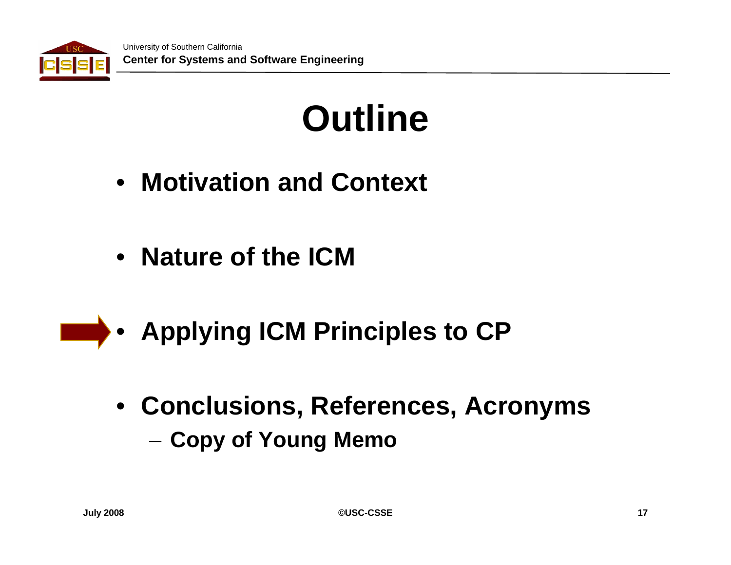# Outline

- **Motivation and Context**
- **Nature of the ICM**
- **Applying ICM Principles to CP**
- **Conclusions, References, Acronyms**
  - **Copy of Young Memo**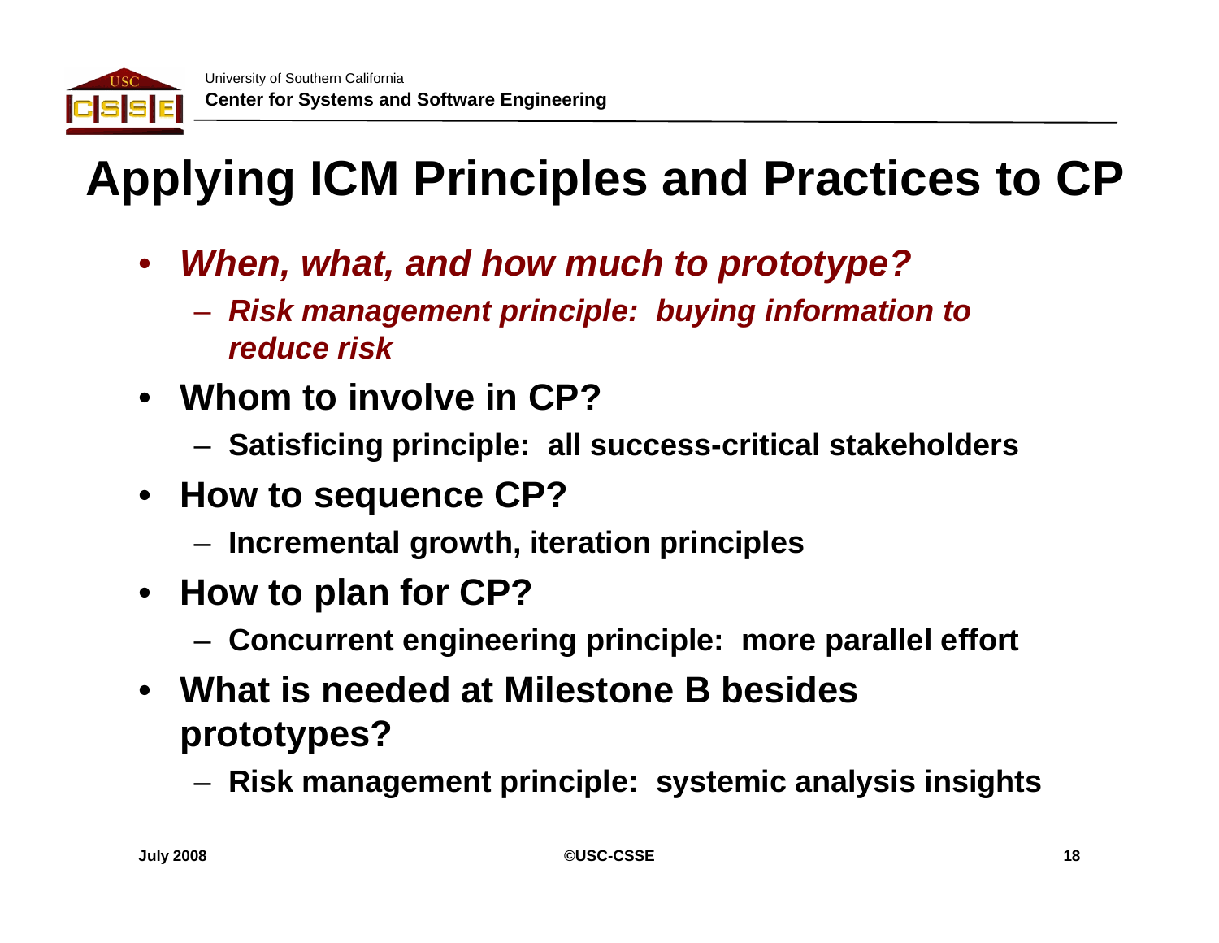# Applying ICM Principles and Practices to CP

- ***When, what, and how much to prototype?***
  - ***Risk management principle: buying information to reduce risk***
- **Whom to involve in CP?**
  - **Satisficing principle: all success-critical stakeholders**
- **How to sequence CP?**
  - **Incremental growth, iteration principles**
- **How to plan for CP?**
  - **Concurrent engineering principle: more parallel effort**
- **What is needed at Milestone B besides prototypes?**
  - **Risk management principle: systemic analysis insights**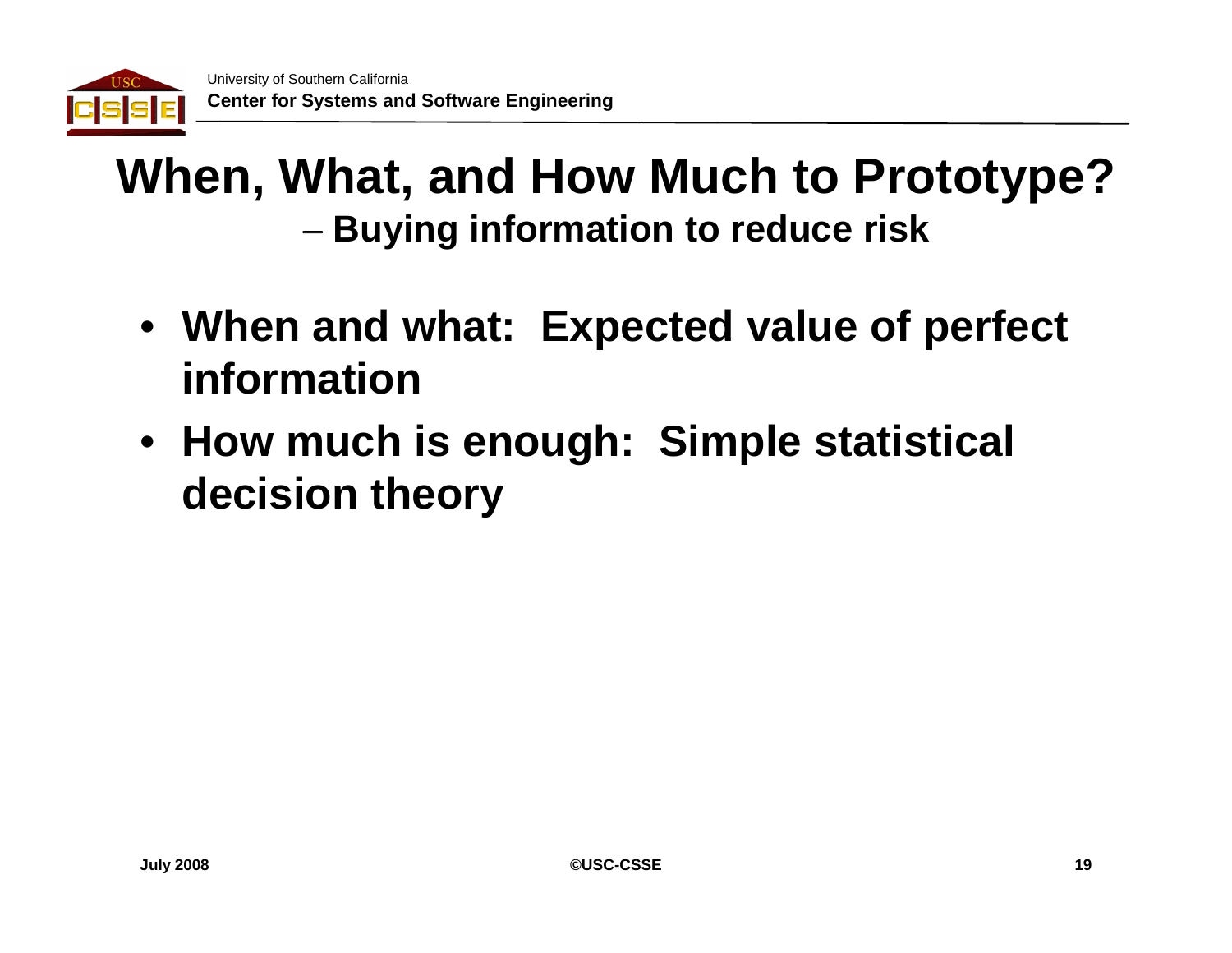# When, What, and How Much to Prototype?

## – Buying information to reduce risk

- **When and what: Expected value of perfect information**
- **How much is enough: Simple statistical decision theory**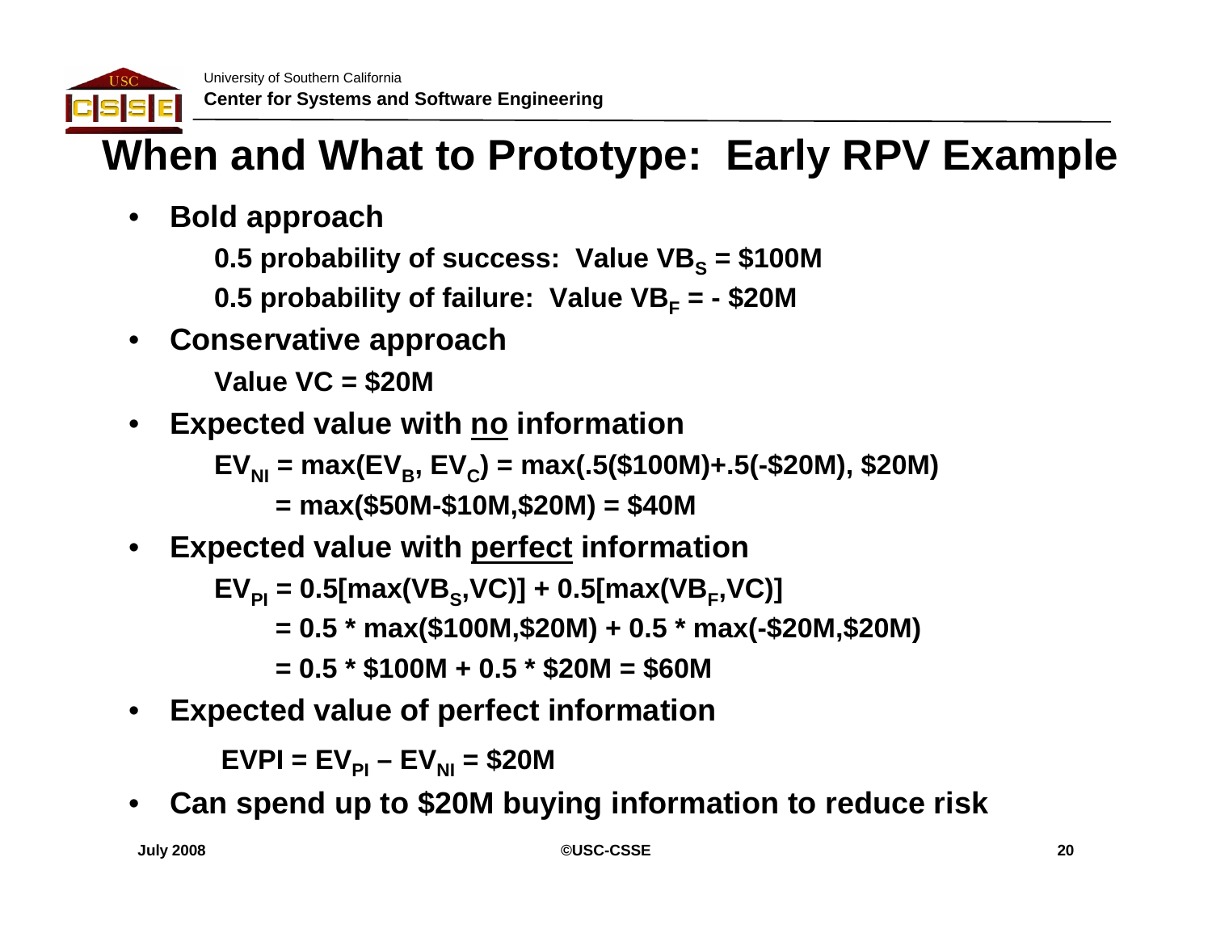# When and What to Prototype: Early RPV Example

- **Bold approach**

  **0.5 probability of success: Value $VB_S$ = \$100M**

  **0.5 probability of failure: Value $VB_F$ = - \$20M**

- **Conservative approach**

  **Value VC = \$20M**

- **Expected value with <u>no</u> information**

  $$EV_{NI} = \max(EV_B, EV_C) = \max(.5(\$100M)+.5(-\$20M), \$20M)$$
  $$= \max(\$50M-\$10M, \$20M) = \$40M$$

- **Expected value with <u>perfect</u> information**

  $$EV_{PI} = 0.5[\max(VB_S, VC)] + 0.5[\max(VB_F, VC)]$$
  $$= 0.5 * \max(\$100M, \$20M) + 0.5 * \max(-\$20M, \$20M)$$
  $$= 0.5 * \$100M + 0.5 * \$20M = \$60M$$

- **Expected value of perfect information**

  $$EVPI = EV_{PI} - EV_{NI} = \$20M$$

- **Can spend up to \$20M buying information to reduce risk**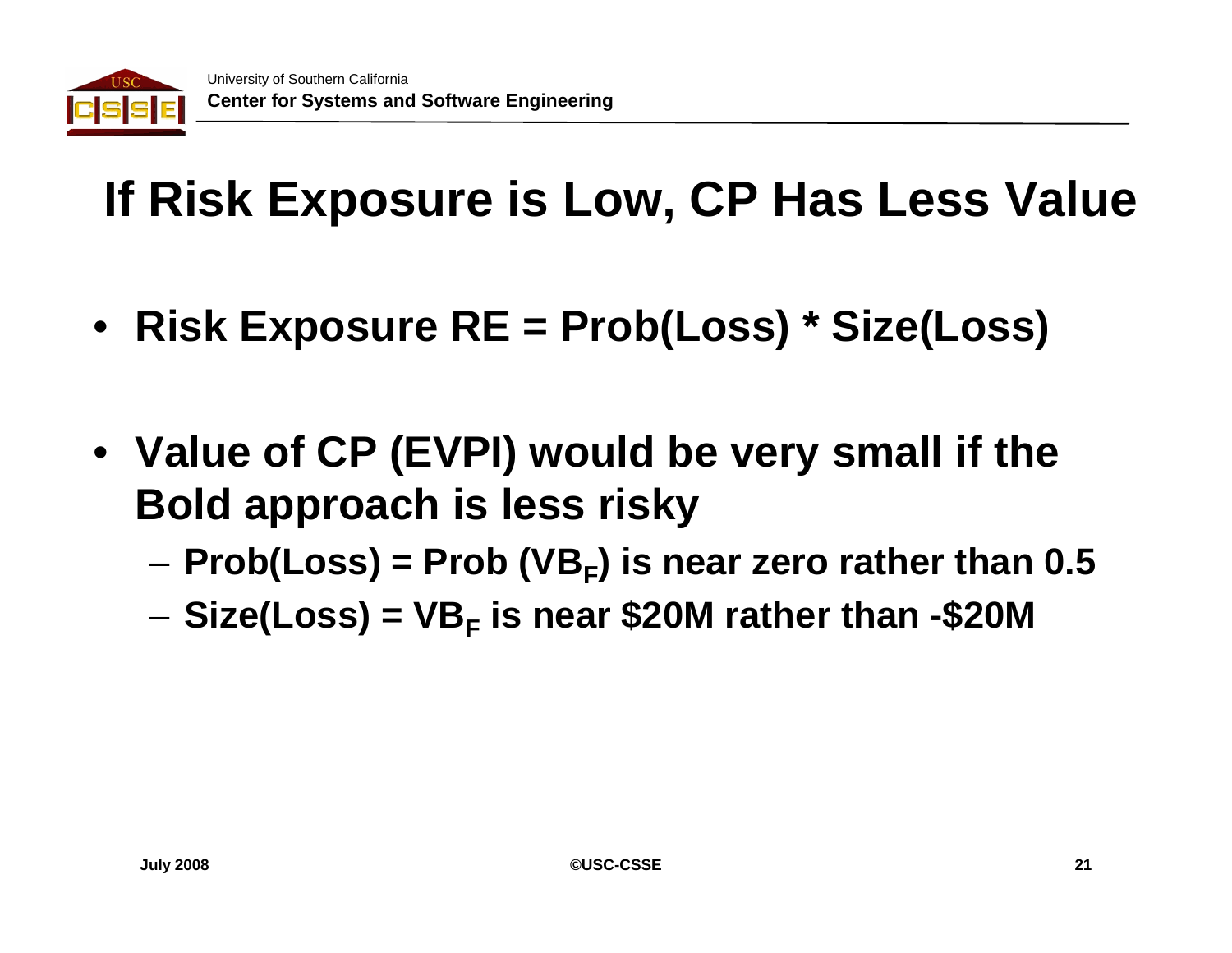# If Risk Exposure is Low, CP Has Less Value

- **Risk Exposure RE = Prob(Loss) * Size(Loss)**
- **Value of CP (EVPI) would be very small if the Bold approach is less risky**
  - **Prob(Loss) = Prob ($VB_F$) is near zero rather than 0.5**
  - **Size(Loss) = $VB_F$ is near \$20M rather than -\$20M**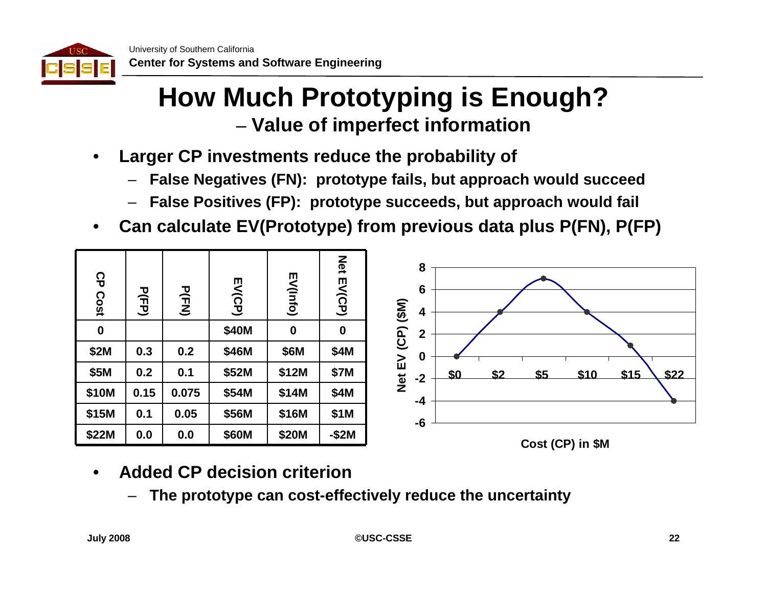# How Much Prototyping is Enough?

## – Value of imperfect information

- **Larger CP investments reduce the probability of**
  - **False Negatives (FN): prototype fails, but approach would succeed**
  - **False Positives (FP): prototype succeeds, but approach would fail**
- **Can calculate EV(Prototype) from previous data plus P(FN), P(FP)**

| CP Cost | P(FP) | P(FN) | EV(CP) | EV(Info) | Net EV(CP) |
|---|---|---|---|---|---|
| 0 | | | $40M | 0 | 0 |
| $2M | 0.3 | 0.2 | $46M | $6M | $4M |
| $5M | 0.2 | 0.1 | $52M | $12M | $7M |
| $10M | 0.15 | 0.075 | $54M | $14M | $4M |
| $15M | 0.1 | 0.05 | $56M | $16M | $1M |
| $22M | 0.0 | 0.0 | $60M | $20M | -$2M |

Net EV (CP) ($M)

8
6
4
2
0
-2
-4
-6

$0 $2 $5 $10 $15 $22

Cost (CP) in $M

- **Added CP decision criterion**
  - **The prototype can cost-effectively reduce the uncertainty**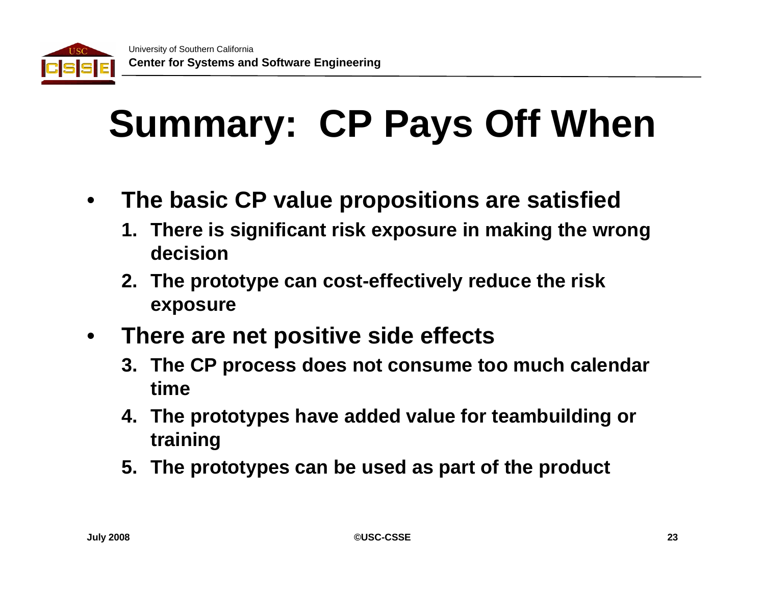# Summary: CP Pays Off When

- **The basic CP value propositions are satisfied**
  1. **There is significant risk exposure in making the wrong decision**
  2. **The prototype can cost-effectively reduce the risk exposure**
- **There are net positive side effects**
  3. **The CP process does not consume too much calendar time**
  4. **The prototypes have added value for teambuilding or training**
  5. **The prototypes can be used as part of the product**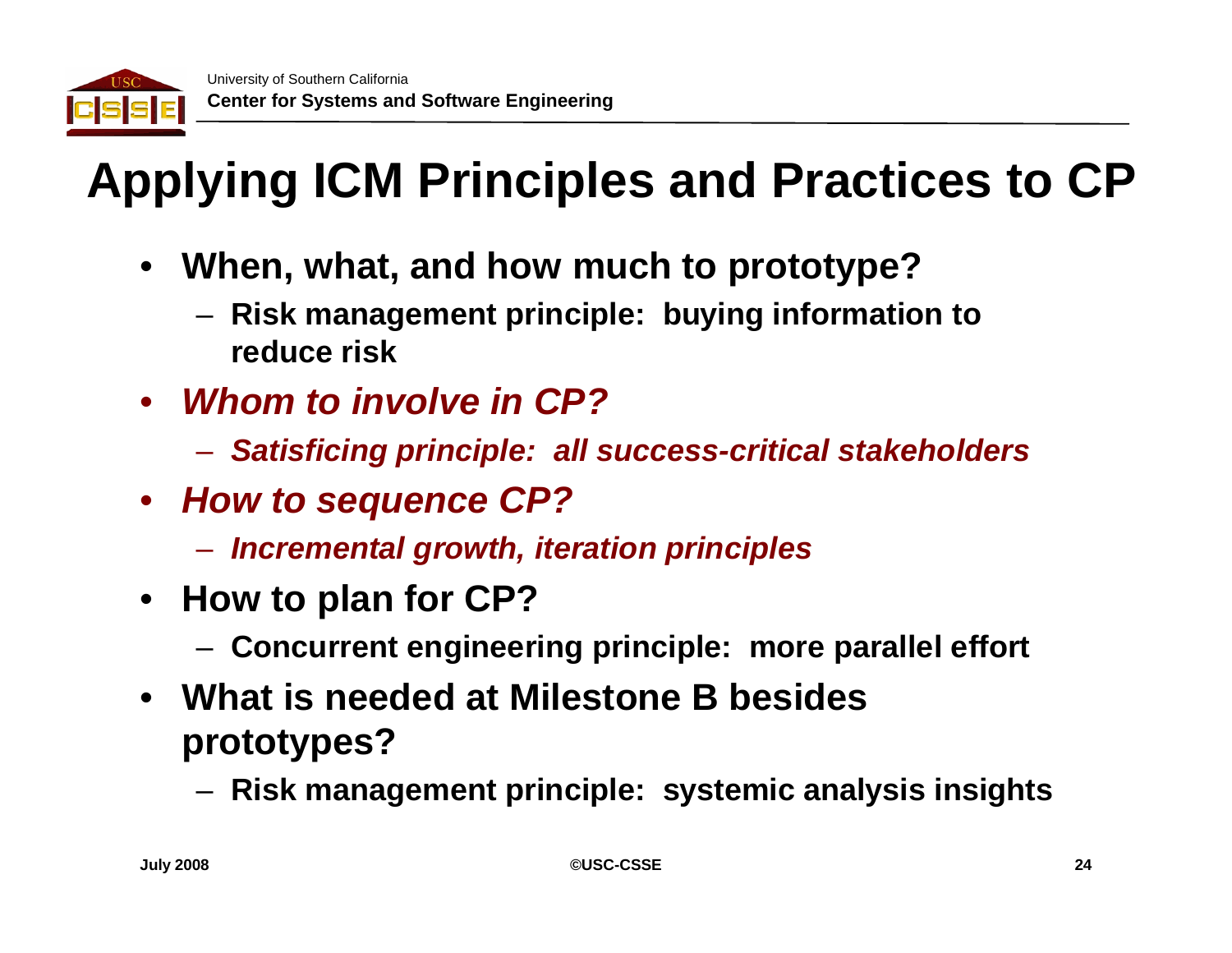# Applying ICM Principles and Practices to CP

- **When, what, and how much to prototype?**
  - **Risk management principle: buying information to reduce risk**
- ***Whom to involve in CP?***
  - ***Satisficing principle: all success-critical stakeholders***
- ***How to sequence CP?***
  - ***Incremental growth, iteration principles***
- **How to plan for CP?**
  - **Concurrent engineering principle: more parallel effort**
- **What is needed at Milestone B besides prototypes?**
  - **Risk management principle: systemic analysis insights**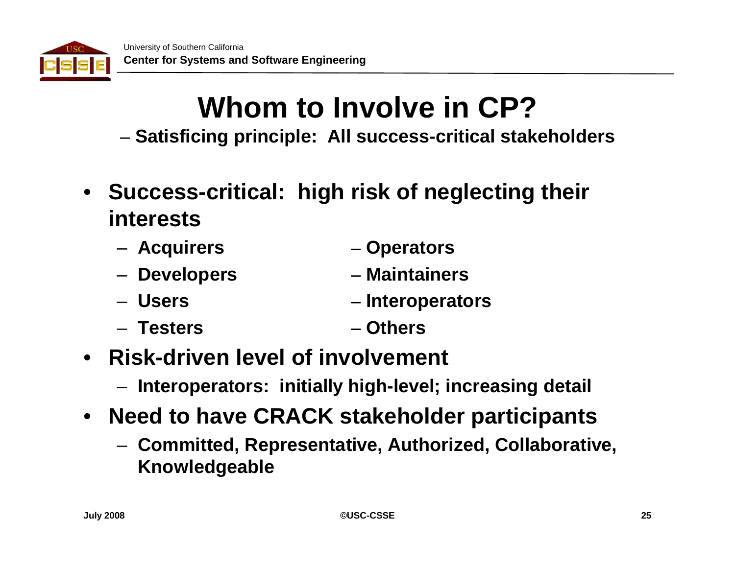# Whom to Involve in CP?

– **Satisficing principle: All success-critical stakeholders**

- **Success-critical: high risk of neglecting their interests**
  - **Acquirers**
  - **Developers**
  - **Users**
  - **Testers**
  - **Operators**
  - **Maintainers**
  - **Interoperators**
  - **Others**
- **Risk-driven level of involvement**
  - **Interoperators: initially high-level; increasing detail**
- **Need to have CRACK stakeholder participants**
  - **Committed, Representative, Authorized, Collaborative, Knowledgeable**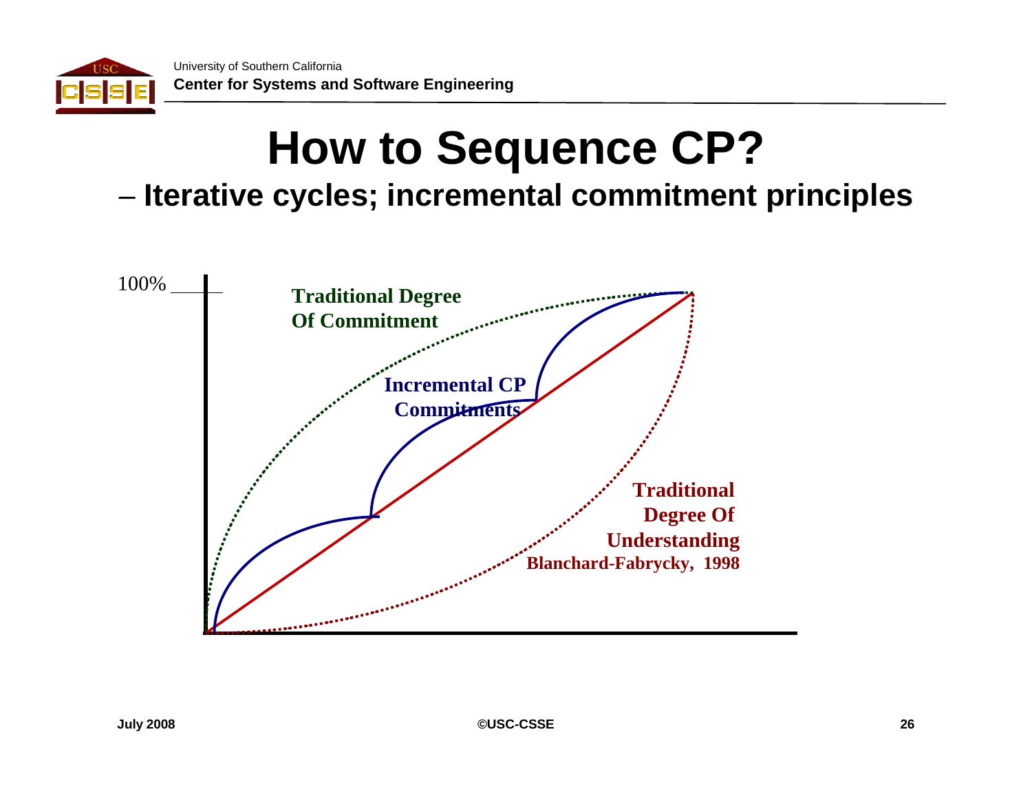# How to Sequence CP?

– **Iterative cycles; incremental commitment principles**

100%

Traditional Degree Of Commitment

Incremental CP Commitments

Traditional Degree Of Understanding

Blanchard-Fabrycky, 1998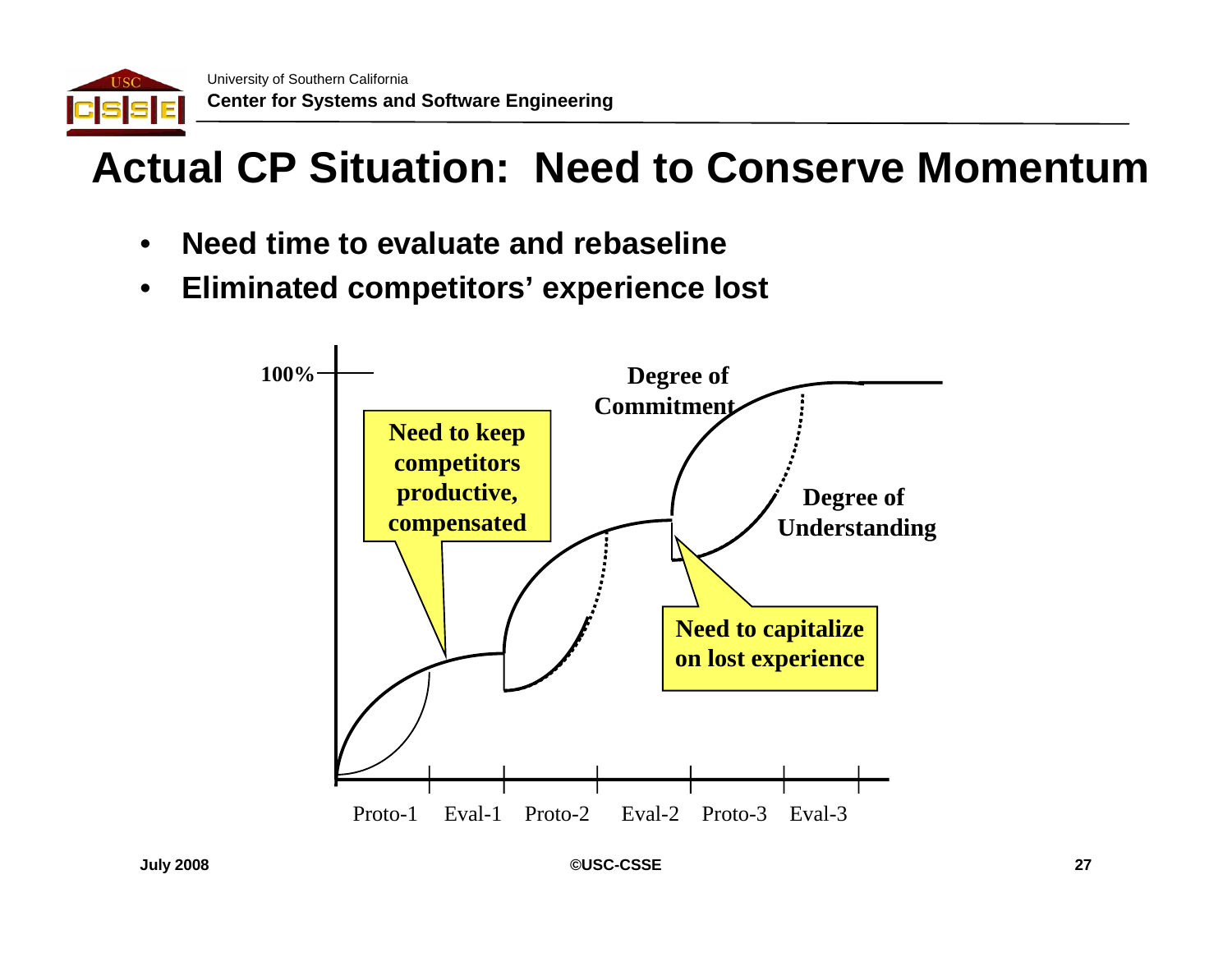# Actual CP Situation: Need to Conserve Momentum

- **Need time to evaluate and rebaseline**
- **Eliminated competitors' experience lost**

100%

Degree of Commitment

Need to keep competitors productive, compensated

Degree of Understanding

Need to capitalize on lost experience

Proto-1 Eval-1 Proto-2 Eval-2 Proto-3 Eval-3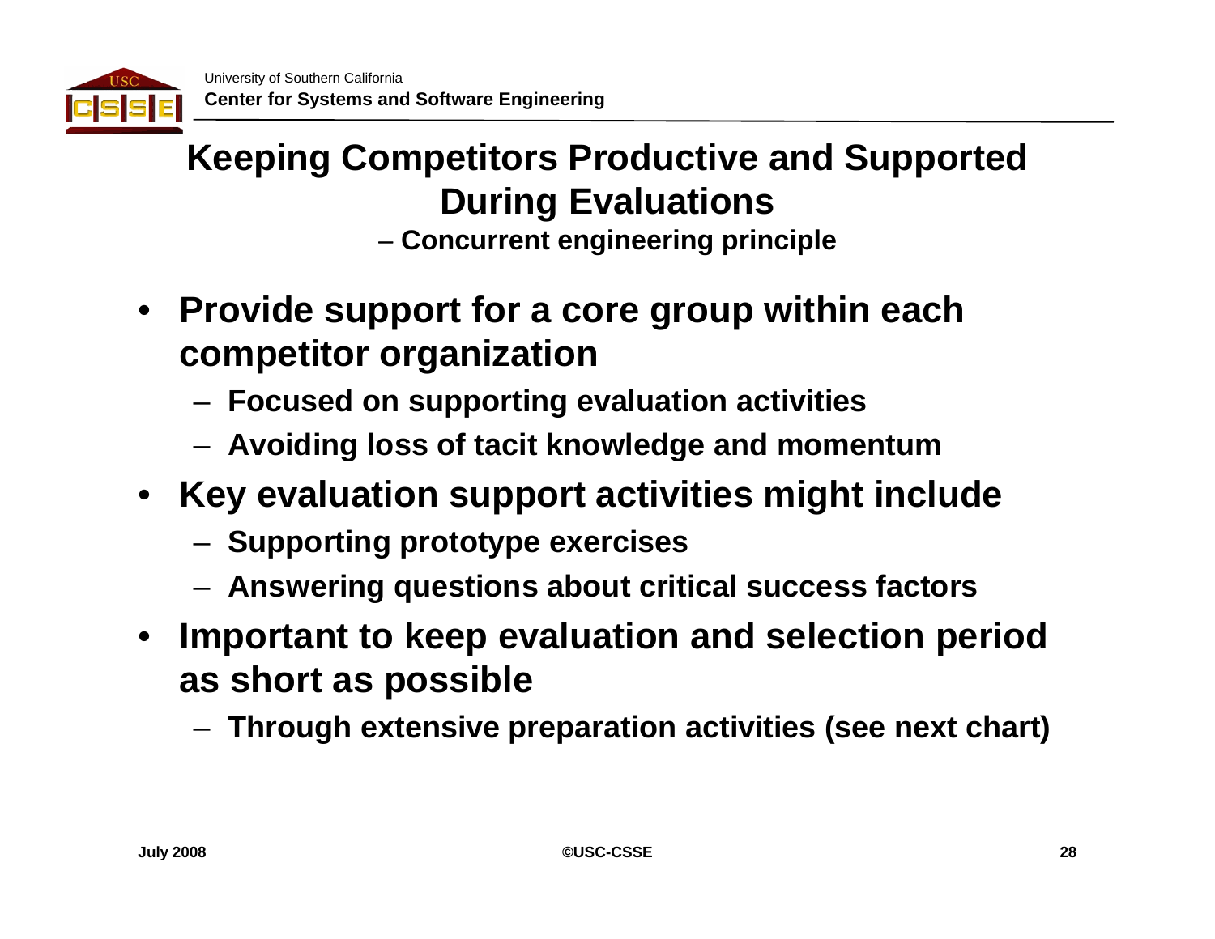# Keeping Competitors Productive and Supported During Evaluations

– **Concurrent engineering principle**

- **Provide support for a core group within each competitor organization**
  - **Focused on supporting evaluation activities**
  - **Avoiding loss of tacit knowledge and momentum**
- **Key evaluation support activities might include**
  - **Supporting prototype exercises**
  - **Answering questions about critical success factors**
- **Important to keep evaluation and selection period as short as possible**
  - **Through extensive preparation activities (see next chart)**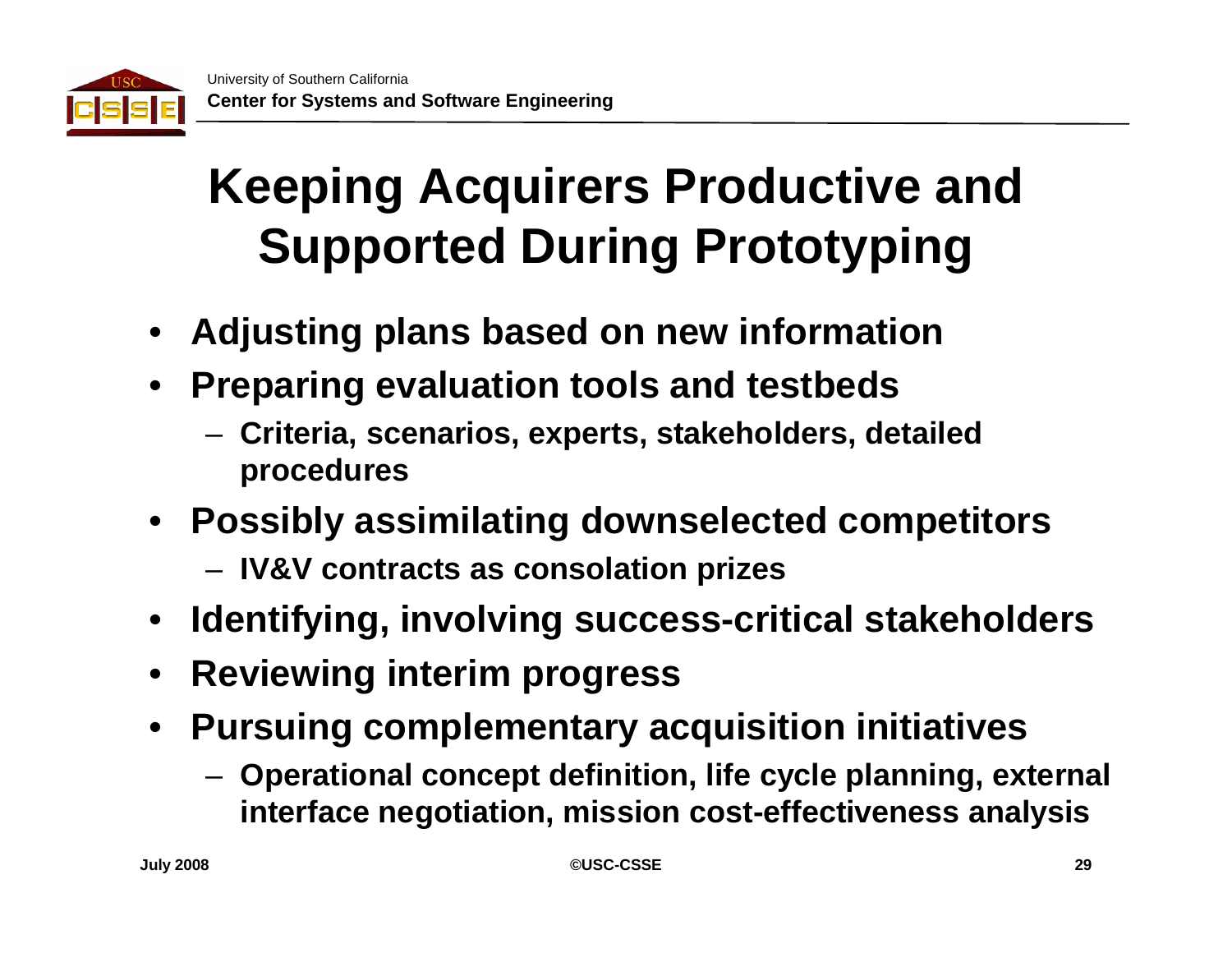# Keeping Acquirers Productive and Supported During Prototyping

- Adjusting plans based on new information
- Preparing evaluation tools and testbeds
  - Criteria, scenarios, experts, stakeholders, detailed procedures
- Possibly assimilating downselected competitors
  - IV&V contracts as consolation prizes
- Identifying, involving success-critical stakeholders
- Reviewing interim progress
- Pursuing complementary acquisition initiatives
  - Operational concept definition, life cycle planning, external interface negotiation, mission cost-effectiveness analysis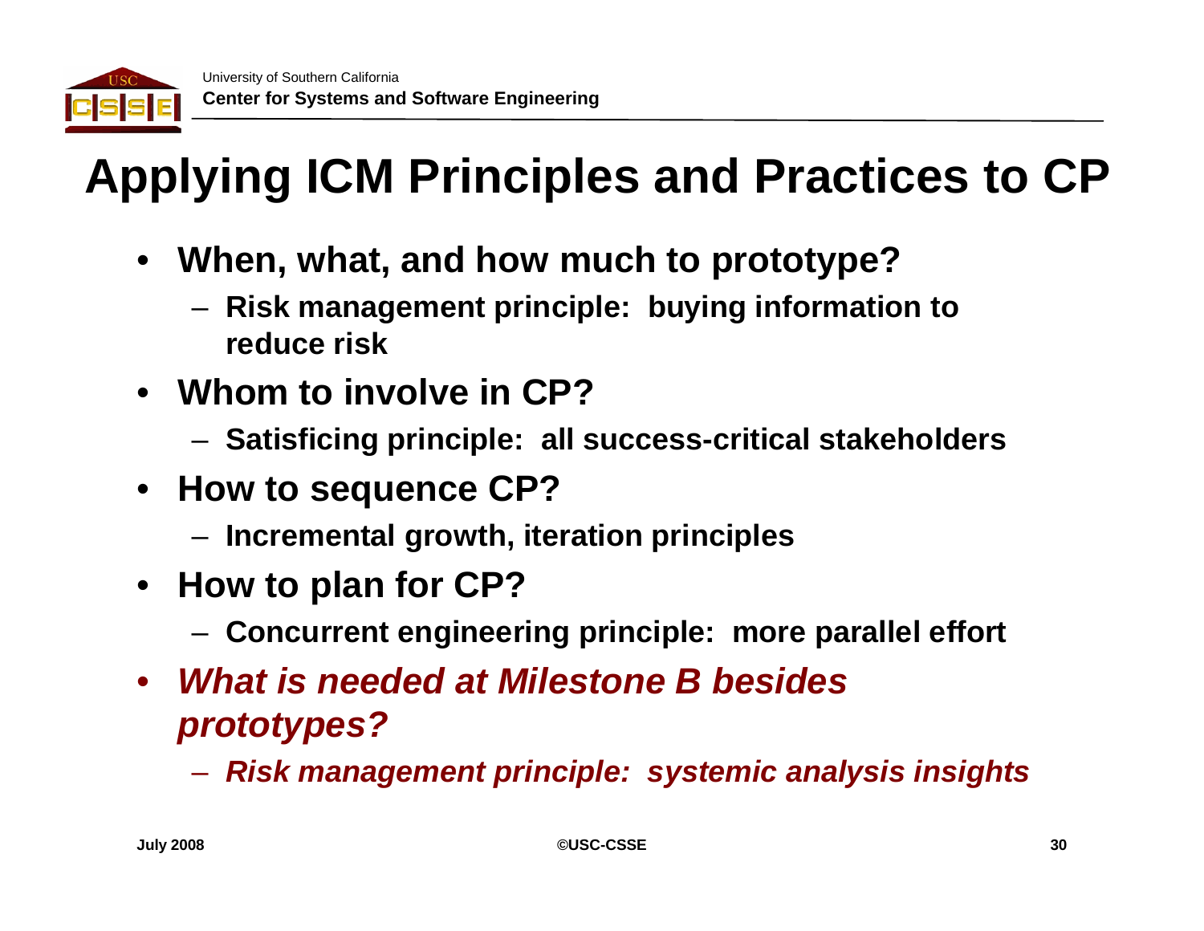# Applying ICM Principles and Practices to CP

- **When, what, and how much to prototype?**
  - **Risk management principle: buying information to reduce risk**
- **Whom to involve in CP?**
  - **Satisficing principle: all success-critical stakeholders**
- **How to sequence CP?**
  - **Incremental growth, iteration principles**
- **How to plan for CP?**
  - **Concurrent engineering principle: more parallel effort**
- ***What is needed at Milestone B besides prototypes?***
  - ***Risk management principle: systemic analysis insights***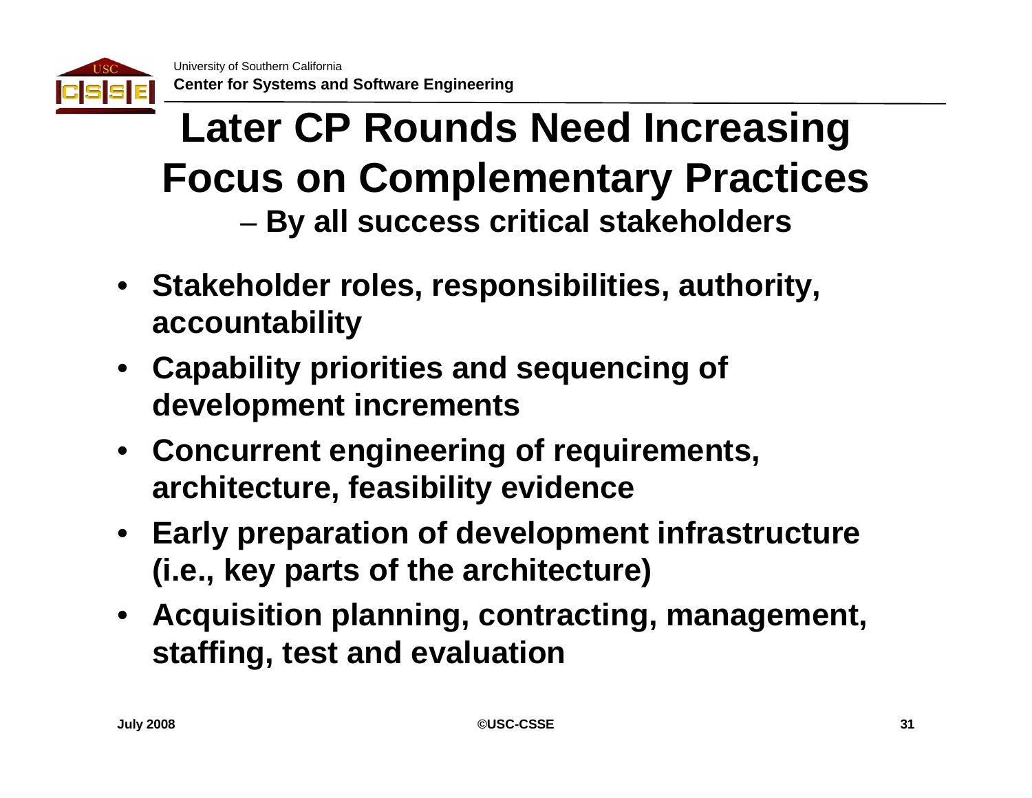# Later CP Rounds Need Increasing Focus on Complementary Practices

– **By all success critical stakeholders**

- **Stakeholder roles, responsibilities, authority, accountability**
- **Capability priorities and sequencing of development increments**
- **Concurrent engineering of requirements, architecture, feasibility evidence**
- **Early preparation of development infrastructure (i.e., key parts of the architecture)**
- **Acquisition planning, contracting, management, staffing, test and evaluation**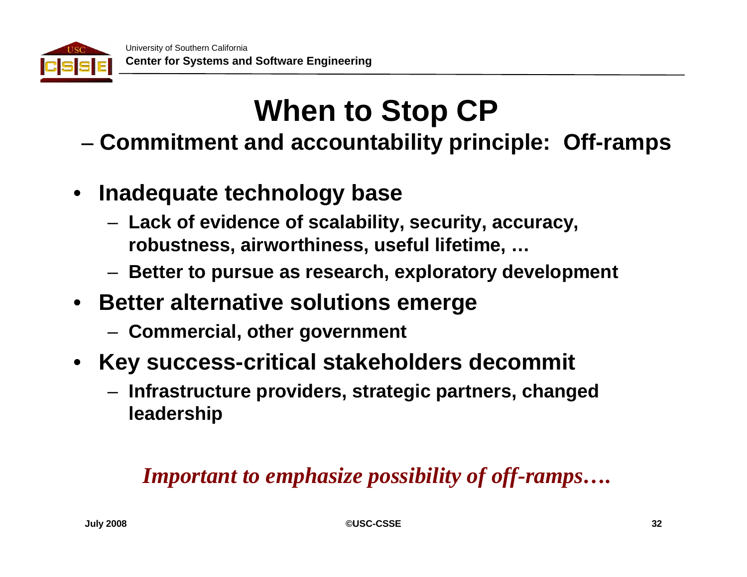# When to Stop CP

– **Commitment and accountability principle: Off-ramps**

- **Inadequate technology base**
  - **Lack of evidence of scalability, security, accuracy, robustness, airworthiness, useful lifetime, …**
  - **Better to pursue as research, exploratory development**
- **Better alternative solutions emerge**
  - **Commercial, other government**
- **Key success-critical stakeholders decommit**
  - **Infrastructure providers, strategic partners, changed leadership**

***Important to emphasize possibility of off-ramps….***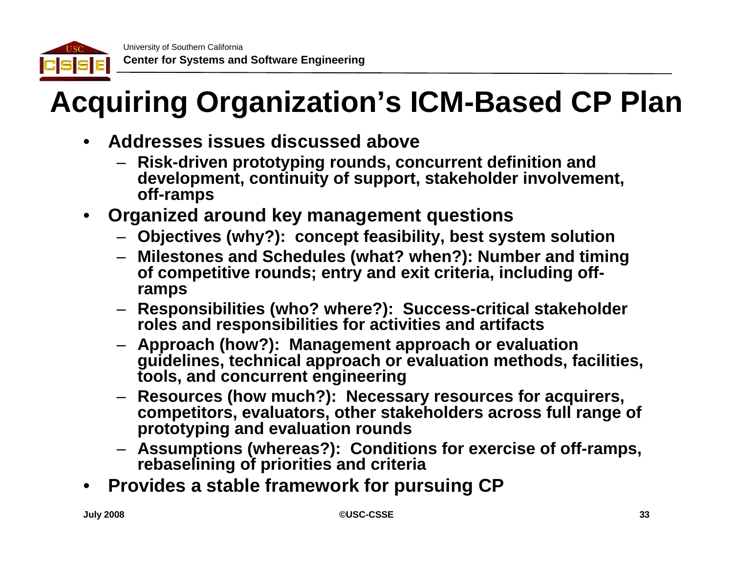# Acquiring Organization's ICM-Based CP Plan

- **Addresses issues discussed above**
  - **Risk-driven prototyping rounds, concurrent definition and development, continuity of support, stakeholder involvement, off-ramps**
- **Organized around key management questions**
  - **Objectives (why?): concept feasibility, best system solution**
  - **Milestones and Schedules (what? when?): Number and timing of competitive rounds; entry and exit criteria, including off-ramps**
  - **Responsibilities (who? where?): Success-critical stakeholder roles and responsibilities for activities and artifacts**
  - **Approach (how?): Management approach or evaluation guidelines, technical approach or evaluation methods, facilities, tools, and concurrent engineering**
  - **Resources (how much?): Necessary resources for acquirers, competitors, evaluators, other stakeholders across full range of prototyping and evaluation rounds**
  - **Assumptions (whereas?): Conditions for exercise of off-ramps, rebaselining of priorities and criteria**
- **Provides a stable framework for pursuing CP**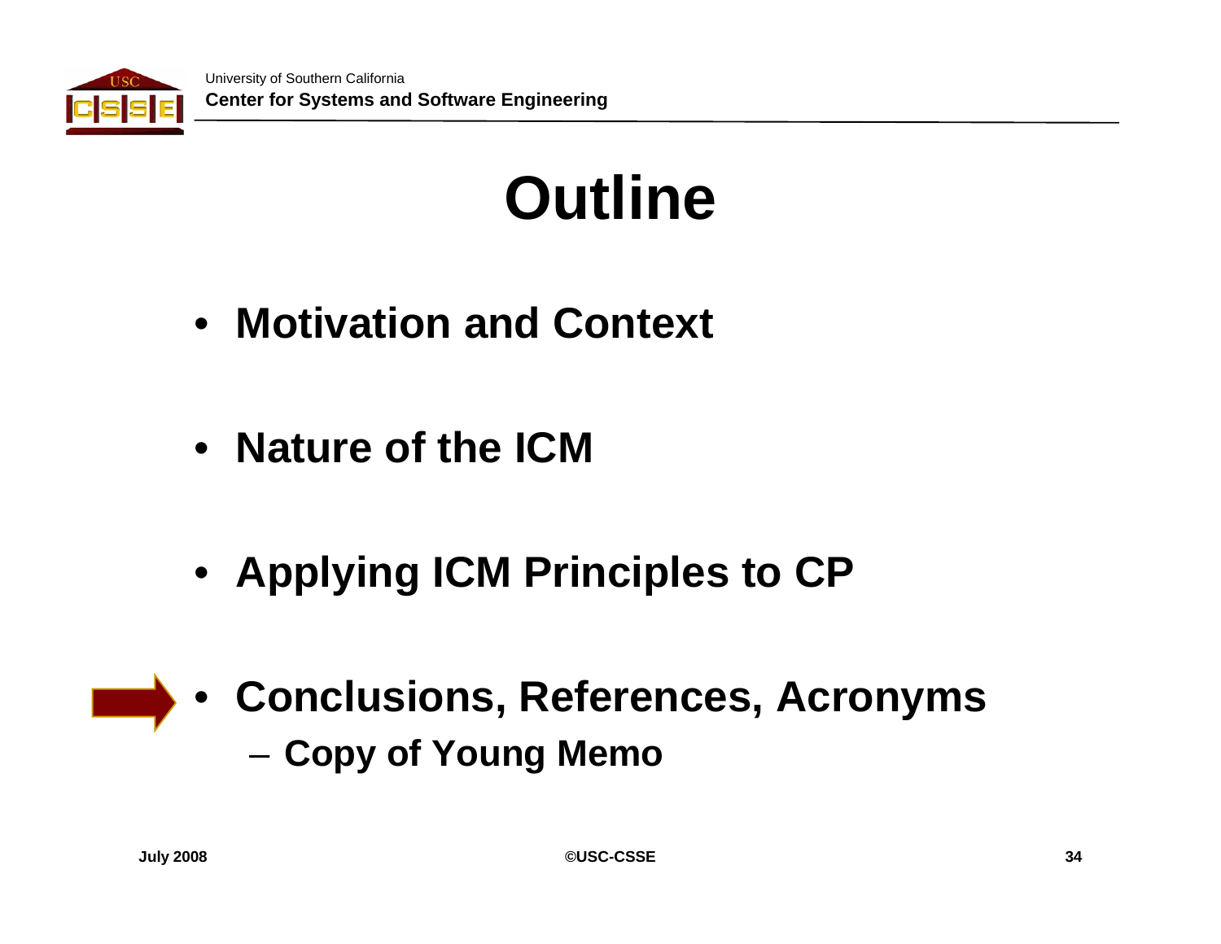# Outline

- **Motivation and Context**
- **Nature of the ICM**
- **Applying ICM Principles to CP**
- **Conclusions, References, Acronyms**
  - **Copy of Young Memo**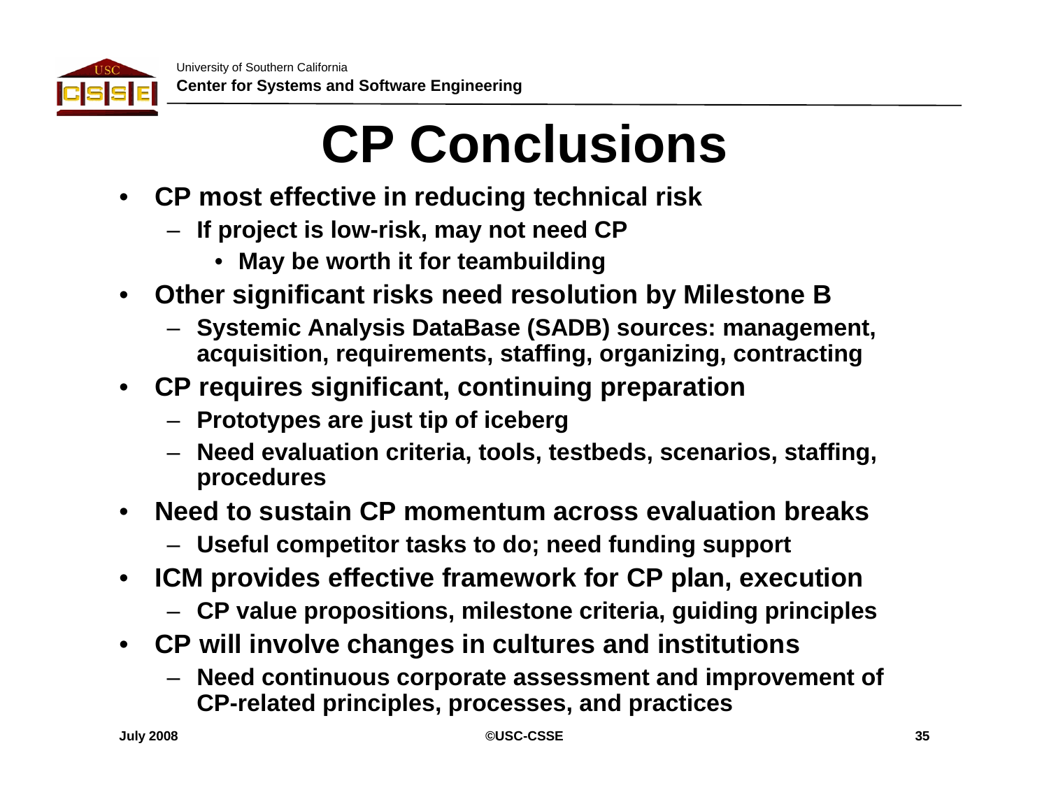# CP Conclusions

- CP most effective in reducing technical risk
  - If project is low-risk, may not need CP
    - May be worth it for teambuilding
- Other significant risks need resolution by Milestone B
  - Systemic Analysis DataBase (SADB) sources: management, acquisition, requirements, staffing, organizing, contracting
- CP requires significant, continuing preparation
  - Prototypes are just tip of iceberg
  - Need evaluation criteria, tools, testbeds, scenarios, staffing, procedures
- Need to sustain CP momentum across evaluation breaks
  - Useful competitor tasks to do; need funding support
- ICM provides effective framework for CP plan, execution
  - CP value propositions, milestone criteria, guiding principles
- CP will involve changes in cultures and institutions
  - Need continuous corporate assessment and improvement of CP-related principles, processes, and practices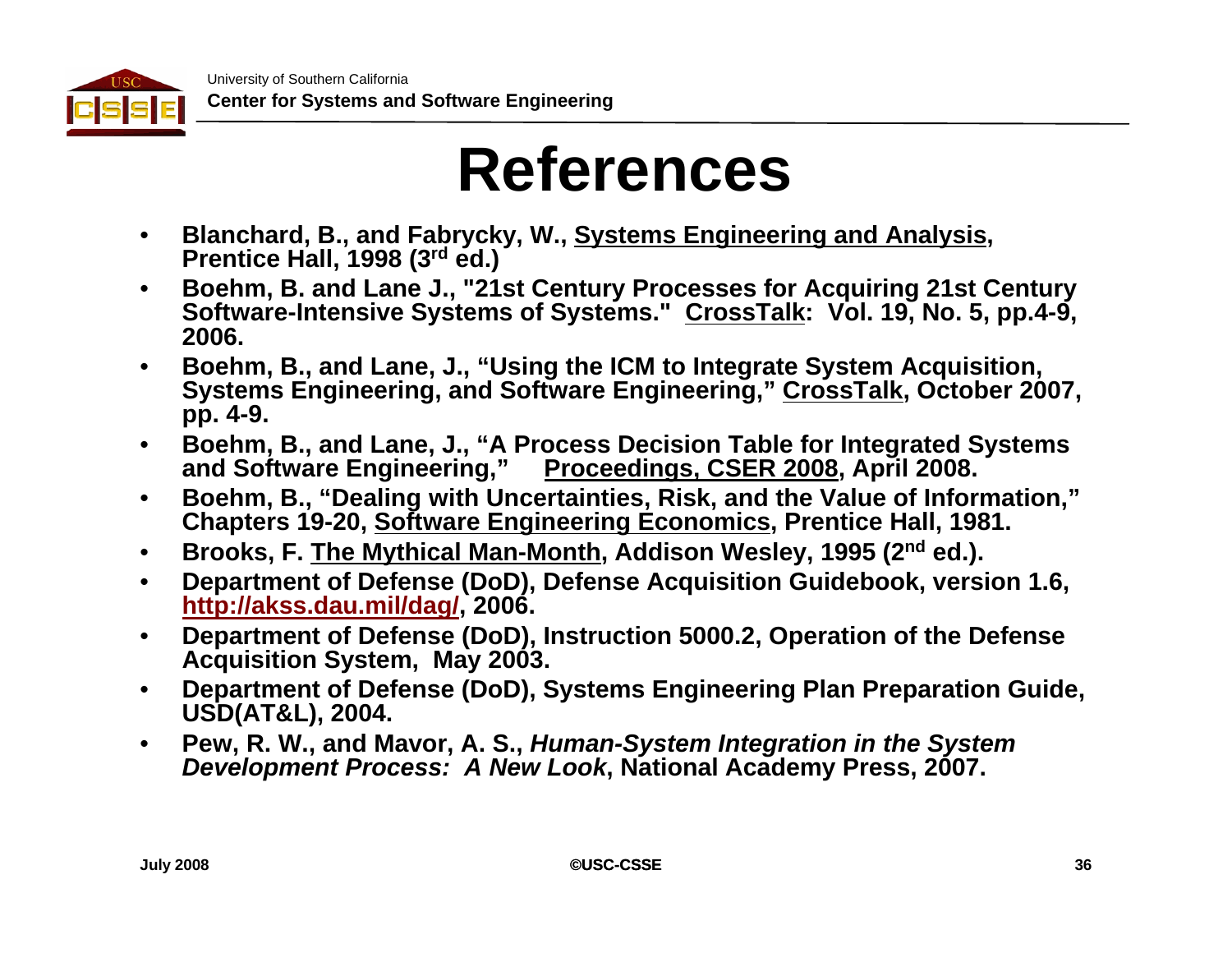# References

- Blanchard, B., and Fabrycky, W., Systems Engineering and Analysis, Prentice Hall, 1998 (3rd ed.)
- Boehm, B. and Lane J., "21st Century Processes for Acquiring 21st Century Software-Intensive Systems of Systems." CrossTalk: Vol. 19, No. 5, pp.4-9, 2006.
- Boehm, B., and Lane, J., "Using the ICM to Integrate System Acquisition, Systems Engineering, and Software Engineering," CrossTalk, October 2007, pp. 4-9.
- Boehm, B., and Lane, J., "A Process Decision Table for Integrated Systems and Software Engineering," Proceedings, CSER 2008, April 2008.
- Boehm, B., "Dealing with Uncertainties, Risk, and the Value of Information," Chapters 19-20, Software Engineering Economics, Prentice Hall, 1981.
- Brooks, F. The Mythical Man-Month, Addison Wesley, 1995 (2nd ed.).
- Department of Defense (DoD), Defense Acquisition Guidebook, version 1.6, http://akss.dau.mil/dag/, 2006.
- Department of Defense (DoD), Instruction 5000.2, Operation of the Defense Acquisition System, May 2003.
- Department of Defense (DoD), Systems Engineering Plan Preparation Guide, USD(AT&L), 2004.
- Pew, R. W., and Mavor, A. S., *Human-System Integration in the System Development Process: A New Look*, National Academy Press, 2007.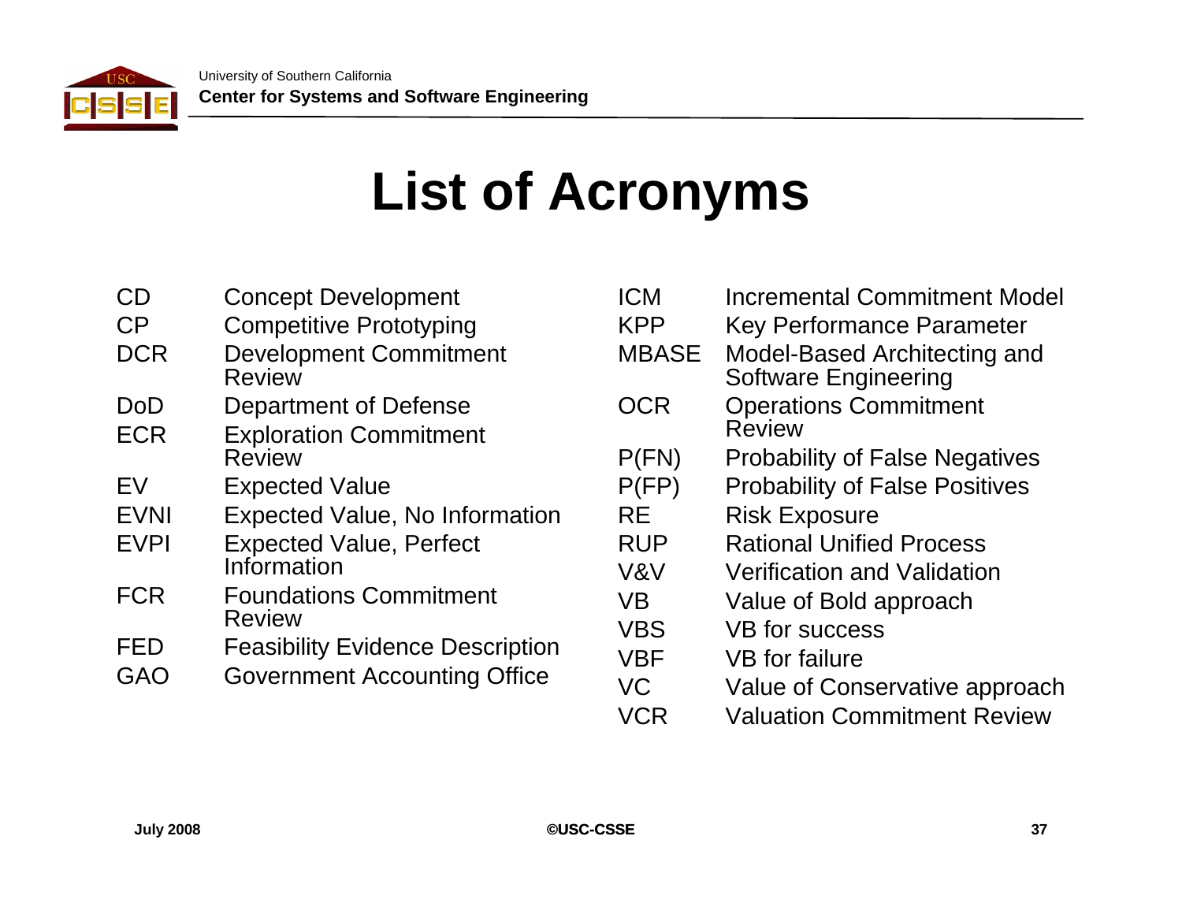# List of Acronyms

| | |
|---|---|
| CD | Concept Development |
| CP | Competitive Prototyping |
| DCR | Development Commitment Review |
| DoD | Department of Defense |
| ECR | Exploration Commitment Review |
| EV | Expected Value |
| EVNI | Expected Value, No Information |
| EVPI | Expected Value, Perfect Information |
| FCR | Foundations Commitment Review |
| FED | Feasibility Evidence Description |
| GAO | Government Accounting Office |
| ICM | Incremental Commitment Model |
| KPP | Key Performance Parameter |
| MBASE | Model-Based Architecting and Software Engineering |
| OCR | Operations Commitment Review |
| P(FN) | Probability of False Negatives |
| P(FP) | Probability of False Positives |
| RE | Risk Exposure |
| RUP | Rational Unified Process |
| V&V | Verification and Validation |
| VB | Value of Bold approach |
| VBS | VB for success |
| VBF | VB for failure |
| VC | Value of Conservative approach |
| VCR | Valuation Commitment Review |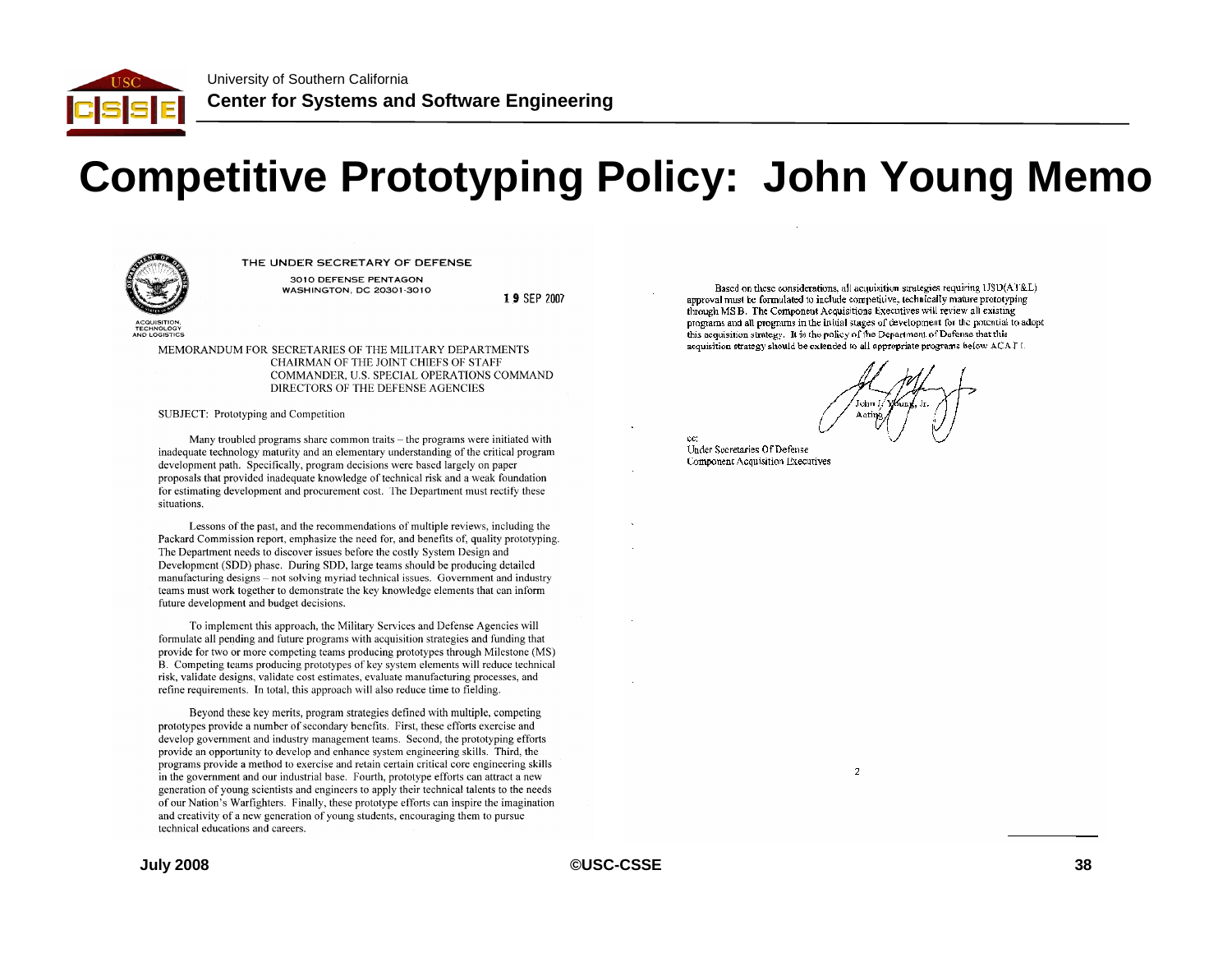# Competitive Prototyping Policy: John Young Memo

THE UNDER SECRETARY OF DEFENSE

3010 DEFENSE PENTAGON
WASHINGTON, DC 20301-3010

ACQUISITION, TECHNOLOGY AND LOGISTICS

19 SEP 2007

MEMORANDUM FOR SECRETARIES OF THE MILITARY DEPARTMENTS
CHAIRMAN OF THE JOINT CHIEFS OF STAFF
COMMANDER, U.S. SPECIAL OPERATIONS COMMAND
DIRECTORS OF THE DEFENSE AGENCIES

SUBJECT: Prototyping and Competition

Many troubled programs share common traits – the programs were initiated with inadequate technology maturity and an elementary understanding of the critical program development path. Specifically, program decisions were based largely on paper proposals that provided inadequate knowledge of technical risk and a weak foundation for estimating development and procurement cost. The Department must rectify these situations.

Lessons of the past, and the recommendations of multiple reviews, including the Packard Commission report, emphasize the need for, and benefits of, quality prototyping. The Department needs to discover issues before the costly System Design and Development (SDD) phase. During SDD, large teams should be producing detailed manufacturing designs – not solving myriad technical issues. Government and industry teams must work together to demonstrate the key knowledge elements that can inform future development and budget decisions.

To implement this approach, the Military Services and Defense Agencies will formulate all pending and future programs with acquisition strategies and funding that provide for two or more competing teams producing prototypes through Milestone (MS) B. Competing teams producing prototypes of key system elements will reduce technical risk, validate designs, validate cost estimates, evaluate manufacturing processes, and refine requirements. In total, this approach will also reduce time to fielding.

Beyond these key merits, program strategies defined with multiple, competing prototypes provide a number of secondary benefits. First, these efforts exercise and develop government and industry management teams. Second, the prototyping efforts provide an opportunity to develop and enhance system engineering skills. Third, the programs provide a method to exercise and retain certain critical core engineering skills in the government and our industrial base. Fourth, prototype efforts can attract a new generation of young scientists and engineers to apply their technical talents to the needs of our Nation's Warfighters. Finally, these prototype efforts can inspire the imagination and creativity of a new generation of young students, encouraging them to pursue technical educations and careers.

Based on these considerations, all acquisition strategies requiring USD(AT&L) approval must be formulated to include competitive, technically mature prototyping through MS B. The Component Acquisitions Executives will review all existing programs and all programs in the initial stages of development for the potential to adopt this acquisition strategy. It is the policy of the Department of Defense that this acquisition strategy should be extended to all appropriate programs below ACAT I.

John J. Young, Jr.
Acting

cc:
Under Secretaries Of Defense
Component Acquisition Executives

2